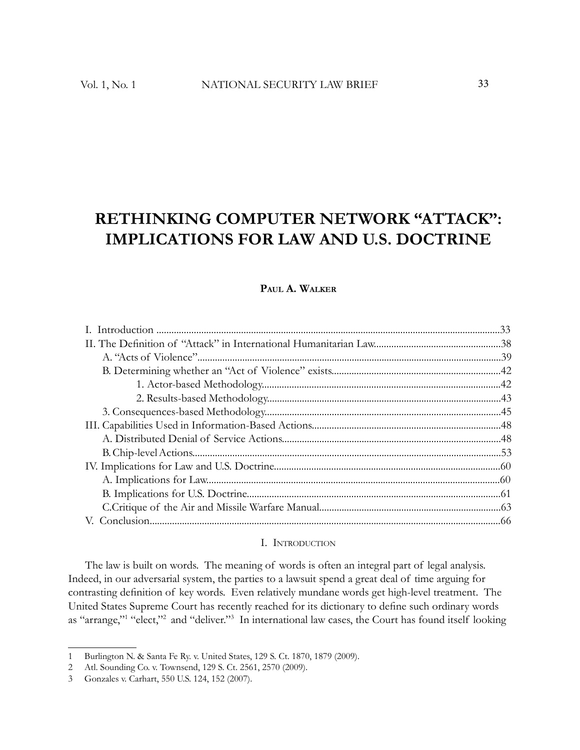# RETHINKING COMPUTER NETWORK "ATTACK": IMPLICATIONS FOR LAW AND U.S. DOCTRINE

**Paul A. Walker**

I. Introduction ....................................................................................................................................33
II. The Definition of "Attack" in International Humanitarian Law..................................................38
A. "Acts of Violence"........................................................................................................................39
B. Determining whether an "Act of Violence" exists....................................................................42
1. Actor-based Methodology...............................................................................................42
2. Results-based Methodology.............................................................................................43
3. Consequences-based Methodology..............................................................................................45
III. Capabilities Used in Information-Based Actions...........................................................................48
A. Distributed Denial of Service Actions.......................................................................................48
B. Chip-level Actions...........................................................................................................................53
IV. Implications for Law and U.S. Doctrine..........................................................................................60
A. Implications for Law......................................................................................................................60
B. Implications for U.S. Doctrine......................................................................................................61
C. Critique of the Air and Missile Warfare Manual.........................................................................63
V. Conclusion...........................................................................................................................................66

## I. Introduction

The law is built on words. The meaning of words is often an integral part of legal analysis. Indeed, in our adversarial system, the parties to a lawsuit spend a great deal of time arguing for contrasting definition of key words. Even relatively mundane words get high-level treatment. The United States Supreme Court has recently reached for its dictionary to define such ordinary words as "arrange,"[1] "elect,"[2] and "deliver."[3] In international law cases, the Court has found itself looking

---

1 Burlington N. & Santa Fe Ry. v. United States, 129 S. Ct. 1870, 1879 (2009).

2 Atl. Sounding Co. v. Townsend, 129 S. Ct. 2561, 2570 (2009).

3 Gonzales v. Carhart, 550 U.S. 124, 152 (2007).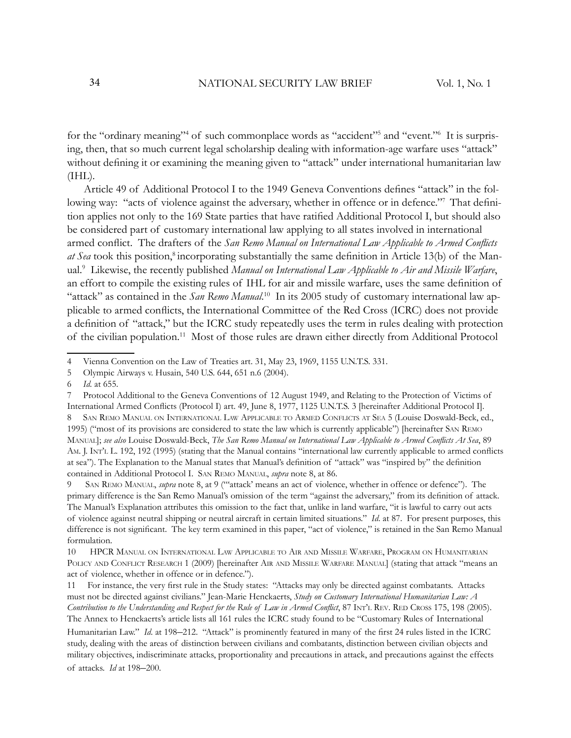for the "ordinary meaning"[4] of such commonplace words as "accident"[5] and "event."[6] It is surprising, then, that so much current legal scholarship dealing with information-age warfare uses "attack" without defining it or examining the meaning given to "attack" under international humanitarian law (IHL).

Article 49 of Additional Protocol I to the 1949 Geneva Conventions defines "attack" in the following way: "acts of violence against the adversary, whether in offence or in defence."[7] That definition applies not only to the 169 State parties that have ratified Additional Protocol I, but should also be considered part of customary international law applying to all states involved in international armed conflict. The drafters of the *San Remo Manual on International Law Applicable to Armed Conflicts at Sea* took this position,[8] incorporating substantially the same definition in Article 13(b) of the Manual.[9] Likewise, the recently published *Manual on International Law Applicable to Air and Missile Warfare*, an effort to compile the existing rules of IHL for air and missile warfare, uses the same definition of "attack" as contained in the *San Remo Manual*.[10] In its 2005 study of customary international law applicable to armed conflicts, the International Committee of the Red Cross (ICRC) does not provide a definition of "attack," but the ICRC study repeatedly uses the term in rules dealing with protection of the civilian population.[11] Most of those rules are drawn either directly from Additional Protocol

---

4 Vienna Convention on the Law of Treaties art. 31, May 23, 1969, 1155 U.N.T.S. 331.

5 Olympic Airways v. Husain, 540 U.S. 644, 651 n.6 (2004).

6 *Id.* at 655.

7 Protocol Additional to the Geneva Conventions of 12 August 1949, and Relating to the Protection of Victims of International Armed Conflicts (Protocol I) art. 49, June 8, 1977, 1125 U.N.T.S. 3 [hereinafter Additional Protocol I].

8 San Remo Manual on International Law Applicable to Armed Conflicts at Sea 5 (Louise Doswald-Beck, ed., 1995) ("most of its provisions are considered to state the law which is currently applicable") [hereinafter San Remo Manual]; *see also* Louise Doswald-Beck, *The San Remo Manual on International Law Applicable to Armed Conflicts At Sea*, 89 Am. J. Int'l L. 192, 192 (1995) (stating that the Manual contains "international law currently applicable to armed conflicts at sea"). The Explanation to the Manual states that Manual's definition of "attack" was "inspired by" the definition contained in Additional Protocol I. San Remo Manual, *supra* note 8, at 86.

9 San Remo Manual, *supra* note 8, at 9 ("'attack' means an act of violence, whether in offence or defence"). The primary difference is the San Remo Manual's omission of the term "against the adversary," from its definition of attack. The Manual's Explanation attributes this omission to the fact that, unlike in land warfare, "it is lawful to carry out acts of violence against neutral shipping or neutral aircraft in certain limited situations." *Id.* at 87. For present purposes, this difference is not significant. The key term examined in this paper, "act of violence," is retained in the San Remo Manual formulation.

10 HPCR Manual on International Law Applicable to Air and Missile Warfare, Program on Humanitarian Policy and Conflict Research 1 (2009) [hereinafter Air and Missile Warfare Manual] (stating that attack "means an act of violence, whether in offence or in defence.").

11 For instance, the very first rule in the Study states: "Attacks may only be directed against combatants. Attacks must not be directed against civilians." Jean-Marie Henckaerts, *Study on Customary International Humanitarian Law: A Contribution to the Understanding and Respect for the Rule of Law in Armed Conflict*, 87 Int'l Rev. Red Cross 175, 198 (2005). The Annex to Henckaerts's article lists all 161 rules the ICRC study found to be "Customary Rules of International Humanitarian Law." *Id.* at 198–212. "Attack" is prominently featured in many of the first 24 rules listed in the ICRC study, dealing with the areas of distinction between civilians and combatants, distinction between civilian objects and military objectives, indiscriminate attacks, proportionality and precautions in attack, and precautions against the effects of attacks. *Id* at 198–200.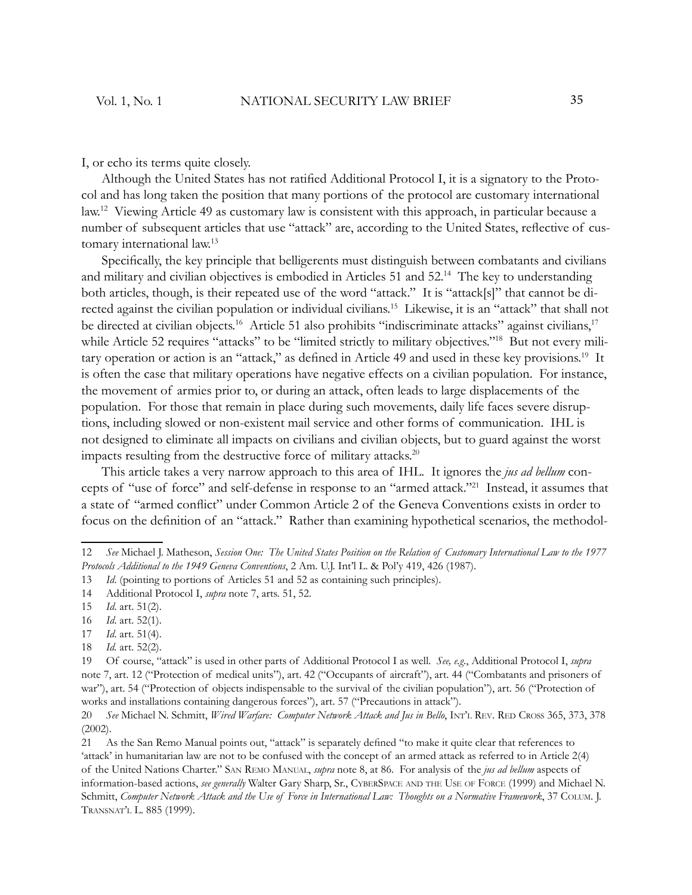I, or echo its terms quite closely.

Although the United States has not ratified Additional Protocol I, it is a signatory to the Protocol and has long taken the position that many portions of the protocol are customary international law.[12] Viewing Article 49 as customary law is consistent with this approach, in particular because a number of subsequent articles that use "attack" are, according to the United States, reflective of customary international law.[13]

Specifically, the key principle that belligerents must distinguish between combatants and civilians and military and civilian objectives is embodied in Articles 51 and 52.[14] The key to understanding both articles, though, is their repeated use of the word "attack." It is "attack[s]" that cannot be directed against the civilian population or individual civilians.[15] Likewise, it is an "attack" that shall not be directed at civilian objects.[16] Article 51 also prohibits "indiscriminate attacks" against civilians,[17] while Article 52 requires "attacks" to be "limited strictly to military objectives."[18] But not every military operation or action is an "attack," as defined in Article 49 and used in these key provisions.[19] It is often the case that military operations have negative effects on a civilian population. For instance, the movement of armies prior to, or during an attack, often leads to large displacements of the population. For those that remain in place during such movements, daily life faces severe disruptions, including slowed or non-existent mail service and other forms of communication. IHL is not designed to eliminate all impacts on civilians and civilian objects, but to guard against the worst impacts resulting from the destructive force of military attacks.[20]

This article takes a very narrow approach to this area of IHL. It ignores the *jus ad bellum* concepts of "use of force" and self-defense in response to an "armed attack."[21] Instead, it assumes that a state of "armed conflict" under Common Article 2 of the Geneva Conventions exists in order to focus on the definition of an "attack." Rather than examining hypothetical scenarios, the methodol-

---

12 *See* Michael J. Matheson, *Session One: The United States Position on the Relation of Customary International Law to the 1977 Protocols Additional to the 1949 Geneva Conventions*, 2 Am. U.J. Int'l L. & Pol'y 419, 426 (1987).

13 *Id.* (pointing to portions of Articles 51 and 52 as containing such principles).

14 Additional Protocol I, *supra* note 7, arts. 51, 52.

15 *Id.* art. 51(2).

16 *Id.* art. 52(1).

17 *Id.* art. 51(4).

18 *Id.* art. 52(2).

19 Of course, "attack" is used in other parts of Additional Protocol I as well. *See, e.g.*, Additional Protocol I, *supra* note 7, art. 12 ("Protection of medical units"), art. 42 ("Occupants of aircraft"), art. 44 ("Combatants and prisoners of war"), art. 54 ("Protection of objects indispensable to the survival of the civilian population"), art. 56 ("Protection of works and installations containing dangerous forces"), art. 57 ("Precautions in attack").

20 *See* Michael N. Schmitt, *Wired Warfare: Computer Network Attack and Jus in Bello*, Int'l Rev. Red Cross 365, 373, 378 (2002).

21 As the San Remo Manual points out, "attack" is separately defined "to make it quite clear that references to 'attack' in humanitarian law are not to be confused with the concept of an armed attack as referred to in Article 2(4) of the United Nations Charter." San Remo Manual, *supra* note 8, at 86. For analysis of the *jus ad bellum* aspects of information-based actions, *see generally* Walter Gary Sharp, Sr., Cyberspace and the Use of Force (1999) and Michael N. Schmitt, *Computer Network Attack and the Use of Force in International Law: Thoughts on a Normative Framework*, 37 Colum. J. Transnat'l L. 885 (1999).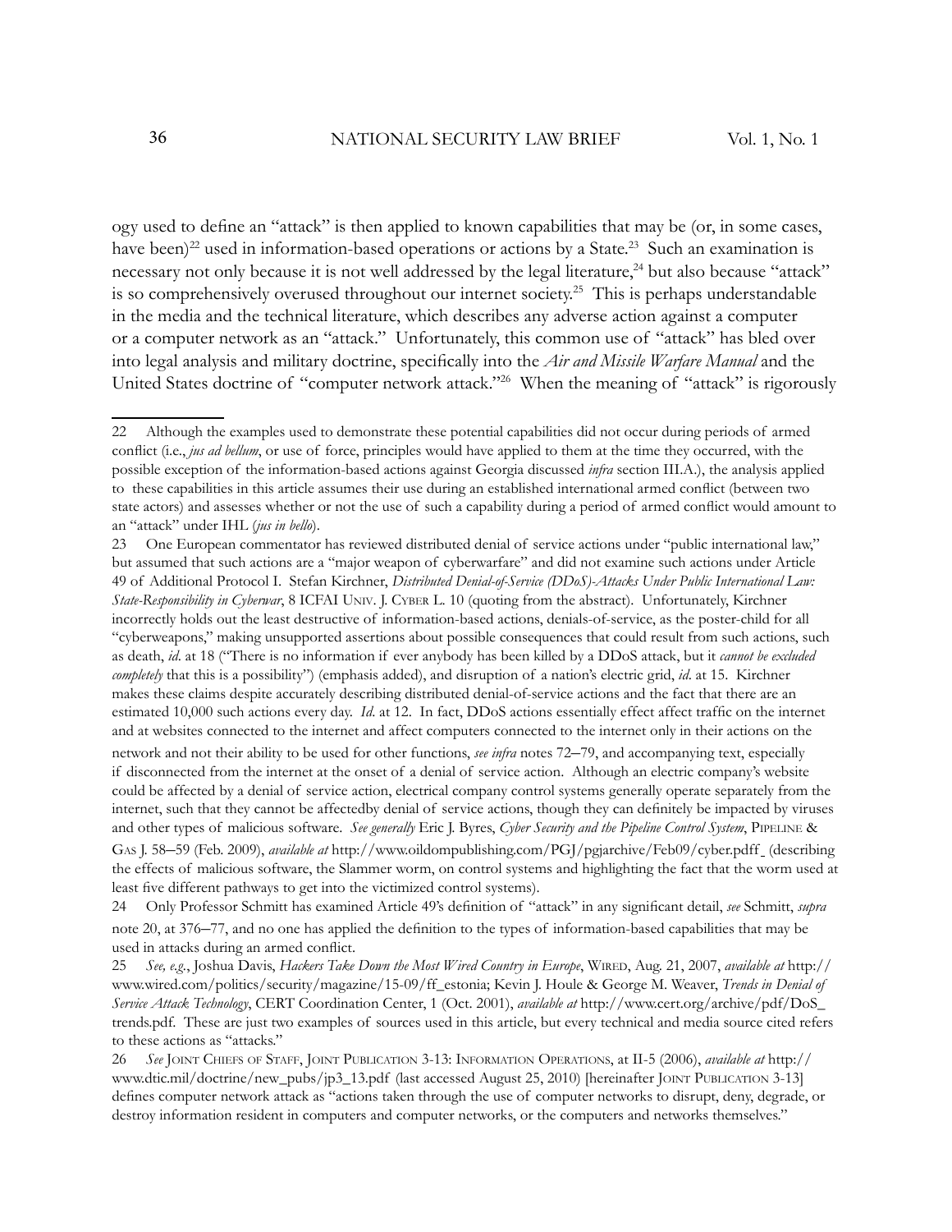ogy used to define an "attack" is then applied to known capabilities that may be (or, in some cases, have been)[22] used in information-based operations or actions by a State.[23] Such an examination is necessary not only because it is not well addressed by the legal literature,[24] but also because "attack" is so comprehensively overused throughout our internet society.[25] This is perhaps understandable in the media and the technical literature, which describes any adverse action against a computer or a computer network as an "attack." Unfortunately, this common use of "attack" has bled over into legal analysis and military doctrine, specifically into the *Air and Missile Warfare Manual* and the United States doctrine of "computer network attack."[26] When the meaning of "attack" is rigorously

---

22 Although the examples used to demonstrate these potential capabilities did not occur during periods of armed conflict (i.e., *jus ad bellum*, or use of force, principles would have applied to them at the time they occurred, with the possible exception of the information-based actions against Georgia discussed *infra* section III.A.), the analysis applied to these capabilities in this article assumes their use during an established international armed conflict (between two state actors) and assesses whether or not the use of such a capability during a period of armed conflict would amount to an "attack" under IHL (*jus in bello*).

23 One European commentator has reviewed distributed denial of service actions under "public international law," but assumed that such actions are a "major weapon of cyberwarfare" and did not examine such actions under Article 49 of Additional Protocol I. Stefan Kirchner, *Distributed Denial-of-Service (DDoS)-Attacks Under Public International Law: State-Responsibility in Cyberwar*, 8 ICFAI Univ. J. Cyber L. 10 (quoting from the abstract). Unfortunately, Kirchner incorrectly holds out the least destructive of information-based actions, denials-of-service, as the poster-child for all "cyberweapons," making unsupported assertions about possible consequences that could result from such actions, such as death, *id*. at 18 ("There is no information if ever anybody has been killed by a DDoS attack, but it *cannot be excluded completely* that this is a possibility") (emphasis added), and disruption of a nation's electric grid, *id*. at 15. Kirchner makes these claims despite accurately describing distributed denial-of-service actions and the fact that there are an estimated 10,000 such actions every day. *Id*. at 12. In fact, DDoS actions essentially effect affect traffic on the internet and at websites connected to the internet and affect computers connected to the internet only in their actions on the network and not their ability to be used for other functions, *see infra* notes 72–79, and accompanying text, especially if disconnected from the internet at the onset of a denial of service action. Although an electric company's website could be affected by a denial of service action, electrical company control systems generally operate separately from the internet, such that they cannot be affectedby denial of service actions, though they can definitely be impacted by viruses and other types of malicious software. *See generally* Eric J. Byres, *Cyber Security and the Pipeline Control System*, Pipeline & Gas J. 58–59 (Feb. 2009), *available at* http://www.oildompublishing.com/PGJ/pgjarchive/Feb09/cyber.pdff (describing the effects of malicious software, the Slammer worm, on control systems and highlighting the fact that the worm used at least five different pathways to get into the victimized control systems).

24 Only Professor Schmitt has examined Article 49's definition of "attack" in any significant detail, *see* Schmitt, *supra* note 20, at 376–77, and no one has applied the definition to the types of information-based capabilities that may be used in attacks during an armed conflict.

25 *See, e.g.*, Joshua Davis, *Hackers Take Down the Most Wired Country in Europe*, Wired, Aug. 21, 2007, *available at* http://www.wired.com/politics/security/magazine/15-09/ff_estonia; Kevin J. Houle & George M. Weaver, *Trends in Denial of Service Attack Technology*, CERT Coordination Center, 1 (Oct. 2001), *available at* http://www.cert.org/archive/pdf/DoS_trends.pdf. These are just two examples of sources used in this article, but every technical and media source cited refers to these actions as "attacks."

26 *See* Joint Chiefs of Staff, Joint Publication 3-13: Information Operations, at II-5 (2006), *available at* http://www.dtic.mil/doctrine/new_pubs/jp3_13.pdf (last accessed August 25, 2010) [hereinafter Joint Publication 3-13] defines computer network attack as "actions taken through the use of computer networks to disrupt, deny, degrade, or destroy information resident in computers and computer networks, or the computers and networks themselves."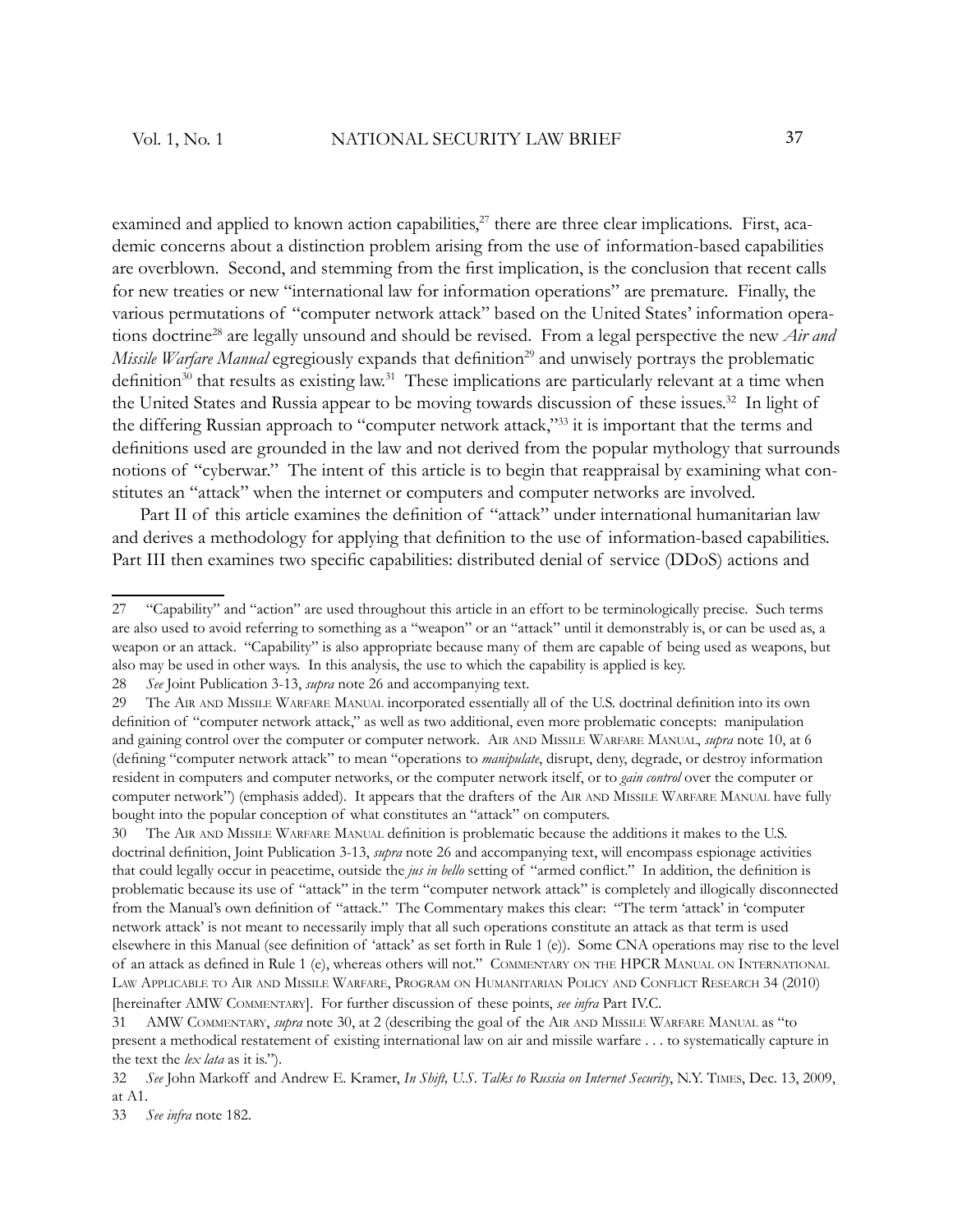examined and applied to known action capabilities,[27] there are three clear implications. First, academic concerns about a distinction problem arising from the use of information-based capabilities are overblown. Second, and stemming from the first implication, is the conclusion that recent calls for new treaties or new "international law for information operations" are premature. Finally, the various permutations of "computer network attack" based on the United States' information operations doctrine[28] are legally unsound and should be revised. From a legal perspective the new *Air and Missile Warfare Manual* egregiously expands that definition[29] and unwisely portrays the problematic definition[30] that results as existing law.[31] These implications are particularly relevant at a time when the United States and Russia appear to be moving towards discussion of these issues.[32] In light of the differing Russian approach to "computer network attack,"[33] it is important that the terms and definitions used are grounded in the law and not derived from the popular mythology that surrounds notions of "cyberwar." The intent of this article is to begin that reappraisal by examining what constitutes an "attack" when the internet or computers and computer networks are involved.

Part II of this article examines the definition of "attack" under international humanitarian law and derives a methodology for applying that definition to the use of information-based capabilities. Part III then examines two specific capabilities: distributed denial of service (DDoS) actions and

---

27 "Capability" and "action" are used throughout this article in an effort to be terminologically precise. Such terms are also used to avoid referring to something as a "weapon" or an "attack" until it demonstrably is, or can be used as, a weapon or an attack. "Capability" is also appropriate because many of them are capable of being used as weapons, but also may be used in other ways. In this analysis, the use to which the capability is applied is key.

28 *See* Joint Publication 3-13, *supra* note 26 and accompanying text.

29 The Air and Missile Warfare Manual incorporated essentially all of the U.S. doctrinal definition into its own definition of "computer network attack," as well as two additional, even more problematic concepts: manipulation and gaining control over the computer or computer network. Air and Missile Warfare Manual, *supra* note 10, at 6 (defining "computer network attack" to mean "operations to *manipulate*, disrupt, deny, degrade, or destroy information resident in computers and computer networks, or the computer network itself, or to *gain control* over the computer or computer network") (emphasis added). It appears that the drafters of the Air and Missile Warfare Manual have fully bought into the popular conception of what constitutes an "attack" on computers.

30 The Air and Missile Warfare Manual definition is problematic because the additions it makes to the U.S. doctrinal definition, Joint Publication 3-13, *supra* note 26 and accompanying text, will encompass espionage activities that could legally occur in peacetime, outside the *jus in bello* setting of "armed conflict." In addition, the definition is problematic because its use of "attack" in the term "computer network attack" is completely and illogically disconnected from the Manual's own definition of "attack." The Commentary makes this clear: "The term 'attack' in 'computer network attack' is not meant to necessarily imply that all such operations constitute an attack as that term is used elsewhere in this Manual (see definition of 'attack' as set forth in Rule 1 (e)). Some CNA operations may rise to the level of an attack as defined in Rule 1 (e), whereas others will not." Commentary on the HPCR Manual on International Law Applicable to Air and Missile Warfare, Program on Humanitarian Policy and Conflict Research 34 (2010) [hereinafter AMW Commentary]. For further discussion of these points, *see infra* Part IV.C.

31 AMW Commentary, *supra* note 30, at 2 (describing the goal of the Air and Missile Warfare Manual as "to present a methodical restatement of existing international law on air and missile warfare . . . to systematically capture in the text the *lex lata* as it is.").

32 *See* John Markoff and Andrew E. Kramer, *In Shift, U.S. Talks to Russia on Internet Security*, N.Y. Times, Dec. 13, 2009, at A1.

33 *See infra* note 182.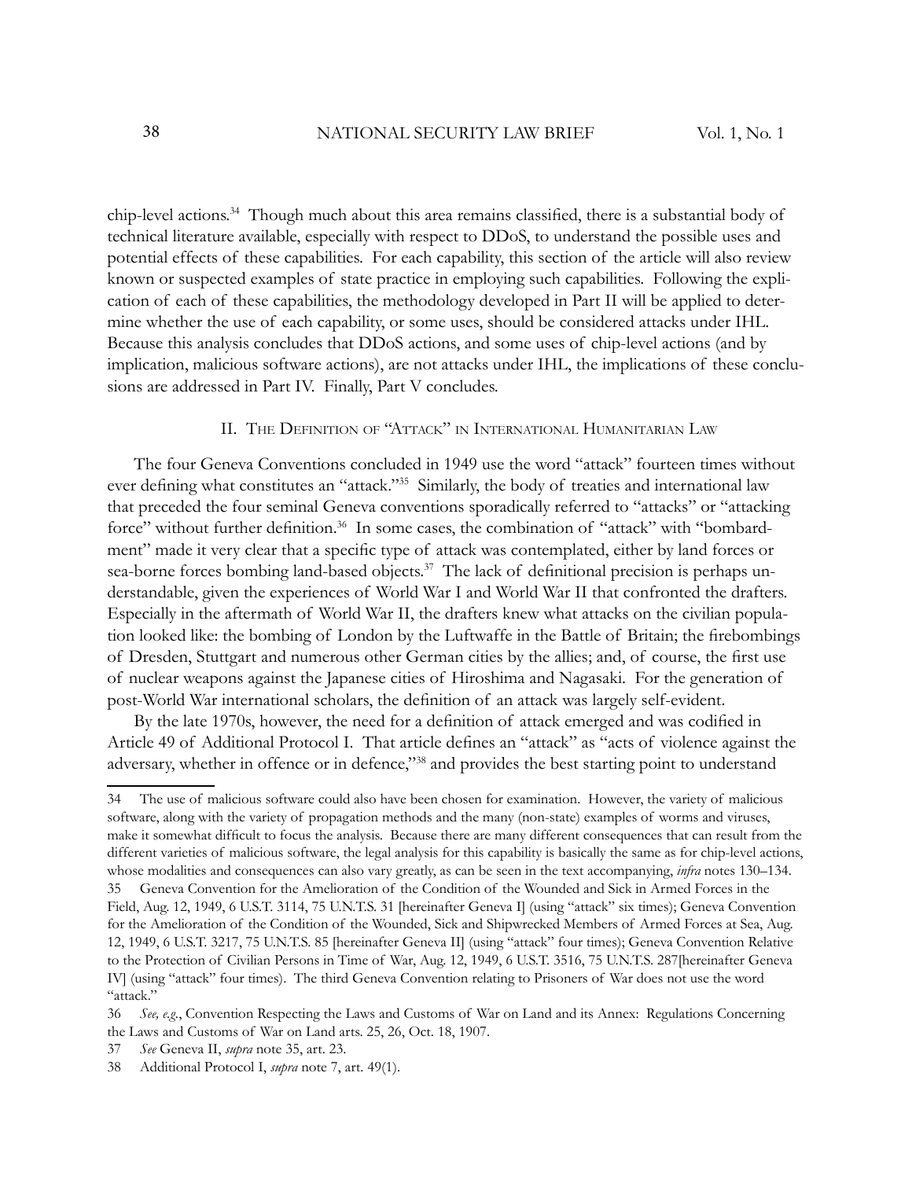chip-level actions.[34] Though much about this area remains classified, there is a substantial body of technical literature available, especially with respect to DDoS, to understand the possible uses and potential effects of these capabilities. For each capability, this section of the article will also review known or suspected examples of state practice in employing such capabilities. Following the explication of each of these capabilities, the methodology developed in Part II will be applied to determine whether the use of each capability, or some uses, should be considered attacks under IHL. Because this analysis concludes that DDoS actions, and some uses of chip-level actions (and by implication, malicious software actions), are not attacks under IHL, the implications of these conclusions are addressed in Part IV. Finally, Part V concludes.

## II. The Definition of "Attack" in International Humanitarian Law

The four Geneva Conventions concluded in 1949 use the word "attack" fourteen times without ever defining what constitutes an "attack."[35] Similarly, the body of treaties and international law that preceded the four seminal Geneva conventions sporadically referred to "attacks" or "attacking force" without further definition.[36] In some cases, the combination of "attack" with "bombardment" made it very clear that a specific type of attack was contemplated, either by land forces or sea-borne forces bombing land-based objects.[37] The lack of definitional precision is perhaps understandable, given the experiences of World War I and World War II that confronted the drafters. Especially in the aftermath of World War II, the drafters knew what attacks on the civilian population looked like: the bombing of London by the Luftwaffe in the Battle of Britain; the firebombings of Dresden, Stuttgart and numerous other German cities by the allies; and, of course, the first use of nuclear weapons against the Japanese cities of Hiroshima and Nagasaki. For the generation of post-World War international scholars, the definition of an attack was largely self-evident.

By the late 1970s, however, the need for a definition of attack emerged and was codified in Article 49 of Additional Protocol I. That article defines an "attack" as "acts of violence against the adversary, whether in offence or in defence,"[38] and provides the best starting point to understand

---

34 The use of malicious software could also have been chosen for examination. However, the variety of malicious software, along with the variety of propagation methods and the many (non-state) examples of worms and viruses, make it somewhat difficult to focus the analysis. Because there are many different consequences that can result from the different varieties of malicious software, the legal analysis for this capability is basically the same as for chip-level actions, whose modalities and consequences can also vary greatly, as can be seen in the text accompanying, *infra* notes 130–134.

35 Geneva Convention for the Amelioration of the Condition of the Wounded and Sick in Armed Forces in the Field, Aug. 12, 1949, 6 U.S.T. 3114, 75 U.N.T.S. 31 [hereinafter Geneva I] (using "attack" six times); Geneva Convention for the Amelioration of the Condition of the Wounded, Sick and Shipwrecked Members of Armed Forces at Sea, Aug. 12, 1949, 6 U.S.T. 3217, 75 U.N.T.S. 85 [hereinafter Geneva II] (using "attack" four times); Geneva Convention Relative to the Protection of Civilian Persons in Time of War, Aug. 12, 1949, 6 U.S.T. 3516, 75 U.N.T.S. 287[hereinafter Geneva IV] (using "attack" four times). The third Geneva Convention relating to Prisoners of War does not use the word "attack."

36 *See, e.g.*, Convention Respecting the Laws and Customs of War on Land and its Annex: Regulations Concerning the Laws and Customs of War on Land arts. 25, 26, Oct. 18, 1907.

37 *See* Geneva II, *supra* note 35, art. 23.

38 Additional Protocol I, *supra* note 7, art. 49(1).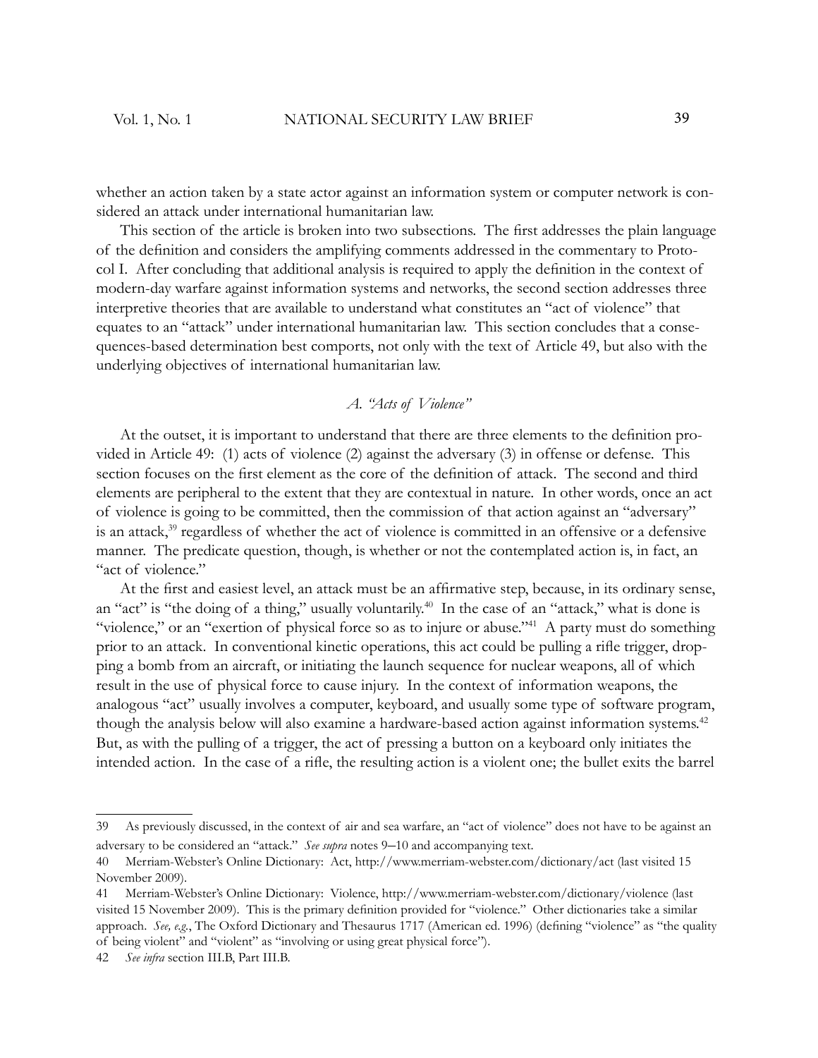whether an action taken by a state actor against an information system or computer network is considered an attack under international humanitarian law.

This section of the article is broken into two subsections. The first addresses the plain language of the definition and considers the amplifying comments addressed in the commentary to Protocol I. After concluding that additional analysis is required to apply the definition in the context of modern-day warfare against information systems and networks, the second section addresses three interpretive theories that are available to understand what constitutes an "act of violence" that equates to an "attack" under international humanitarian law. This section concludes that a consequences-based determination best comports, not only with the text of Article 49, but also with the underlying objectives of international humanitarian law.

### *A. "Acts of Violence"*

At the outset, it is important to understand that there are three elements to the definition provided in Article 49: (1) acts of violence (2) against the adversary (3) in offense or defense. This section focuses on the first element as the core of the definition of attack. The second and third elements are peripheral to the extent that they are contextual in nature. In other words, once an act of violence is going to be committed, then the commission of that action against an "adversary" is an attack,[39] regardless of whether the act of violence is committed in an offensive or a defensive manner. The predicate question, though, is whether or not the contemplated action is, in fact, an "act of violence."

At the first and easiest level, an attack must be an affirmative step, because, in its ordinary sense, an "act" is "the doing of a thing," usually voluntarily.[40] In the case of an "attack," what is done is "violence," or an "exertion of physical force so as to injure or abuse."[41] A party must do something prior to an attack. In conventional kinetic operations, this act could be pulling a rifle trigger, dropping a bomb from an aircraft, or initiating the launch sequence for nuclear weapons, all of which result in the use of physical force to cause injury. In the context of information weapons, the analogous "act" usually involves a computer, keyboard, and usually some type of software program, though the analysis below will also examine a hardware-based action against information systems.[42] But, as with the pulling of a trigger, the act of pressing a button on a keyboard only initiates the intended action. In the case of a rifle, the resulting action is a violent one; the bullet exits the barrel

---

39 As previously discussed, in the context of air and sea warfare, an "act of violence" does not have to be against an adversary to be considered an "attack." *See supra* notes 9–10 and accompanying text.

40 Merriam-Webster's Online Dictionary: Act, http://www.merriam-webster.com/dictionary/act (last visited 15 November 2009).

41 Merriam-Webster's Online Dictionary: Violence, http://www.merriam-webster.com/dictionary/violence (last visited 15 November 2009). This is the primary definition provided for "violence." Other dictionaries take a similar approach. *See, e.g.*, The Oxford Dictionary and Thesaurus 1717 (American ed. 1996) (defining "violence" as "the quality of being violent" and "violent" as "involving or using great physical force").

42 *See infra* section III.B, Part III.B.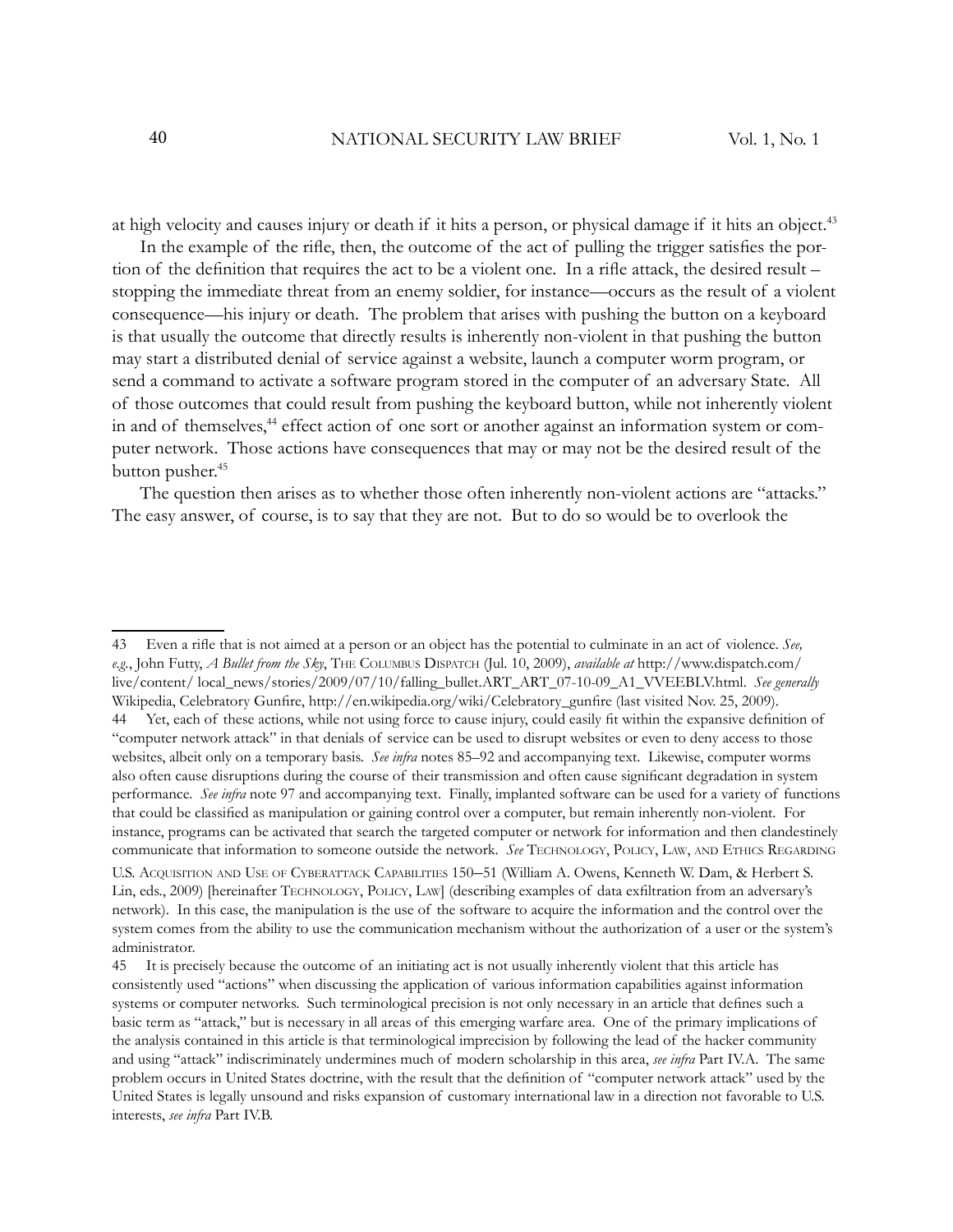at high velocity and causes injury or death if it hits a person, or physical damage if it hits an object.[43]

In the example of the rifle, then, the outcome of the act of pulling the trigger satisfies the portion of the definition that requires the act to be a violent one. In a rifle attack, the desired result – stopping the immediate threat from an enemy soldier, for instance—occurs as the result of a violent consequence—his injury or death. The problem that arises with pushing the button on a keyboard is that usually the outcome that directly results is inherently non-violent in that pushing the button may start a distributed denial of service against a website, launch a computer worm program, or send a command to activate a software program stored in the computer of an adversary State. All of those outcomes that could result from pushing the keyboard button, while not inherently violent in and of themselves,[44] effect action of one sort or another against an information system or computer network. Those actions have consequences that may or may not be the desired result of the button pusher.[45]

The question then arises as to whether those often inherently non-violent actions are "attacks." The easy answer, of course, is to say that they are not. But to do so would be to overlook the

---

43 Even a rifle that is not aimed at a person or an object has the potential to culminate in an act of violence. *See, e.g.*, John Futty, *A Bullet from the Sky*, The Columbus Dispatch (Jul. 10, 2009), *available at* http://www.dispatch.com/live/content/ local_news/stories/2009/07/10/falling_bullet.ART_ART_07-10-09_A1_VVEEBLV.html. *See generally* Wikipedia, Celebratory Gunfire, http://en.wikipedia.org/wiki/Celebratory_gunfire (last visited Nov. 25, 2009).

44 Yet, each of these actions, while not using force to cause injury, could easily fit within the expansive definition of "computer network attack" in that denials of service can be used to disrupt websites or even to deny access to those websites, albeit only on a temporary basis. *See infra* notes 85–92 and accompanying text. Likewise, computer worms also often cause disruptions during the course of their transmission and often cause significant degradation in system performance. *See infra* note 97 and accompanying text. Finally, implanted software can be used for a variety of functions that could be classified as manipulation or gaining control over a computer, but remain inherently non-violent. For instance, programs can be activated that search the targeted computer or network for information and then clandestinely communicate that information to someone outside the network. *See* Technology, Policy, Law, and Ethics Regarding U.S. Acquisition and Use of Cyberattack Capabilities 150–51 (William A. Owens, Kenneth W. Dam, & Herbert S. Lin, eds., 2009) [hereinafter Technology, Policy, Law] (describing examples of data exfiltration from an adversary's network). In this case, the manipulation is the use of the software to acquire the information and the control over the system comes from the ability to use the communication mechanism without the authorization of a user or the system's administrator.

45 It is precisely because the outcome of an initiating act is not usually inherently violent that this article has consistently used "actions" when discussing the application of various information capabilities against information systems or computer networks. Such terminological precision is not only necessary in an article that defines such a basic term as "attack," but is necessary in all areas of this emerging warfare area. One of the primary implications of the analysis contained in this article is that terminological imprecision by following the lead of the hacker community and using "attack" indiscriminately undermines much of modern scholarship in this area, *see infra* Part IV.A. The same problem occurs in United States doctrine, with the result that the definition of "computer network attack" used by the United States is legally unsound and risks expansion of customary international law in a direction not favorable to U.S. interests, *see infra* Part IV.B.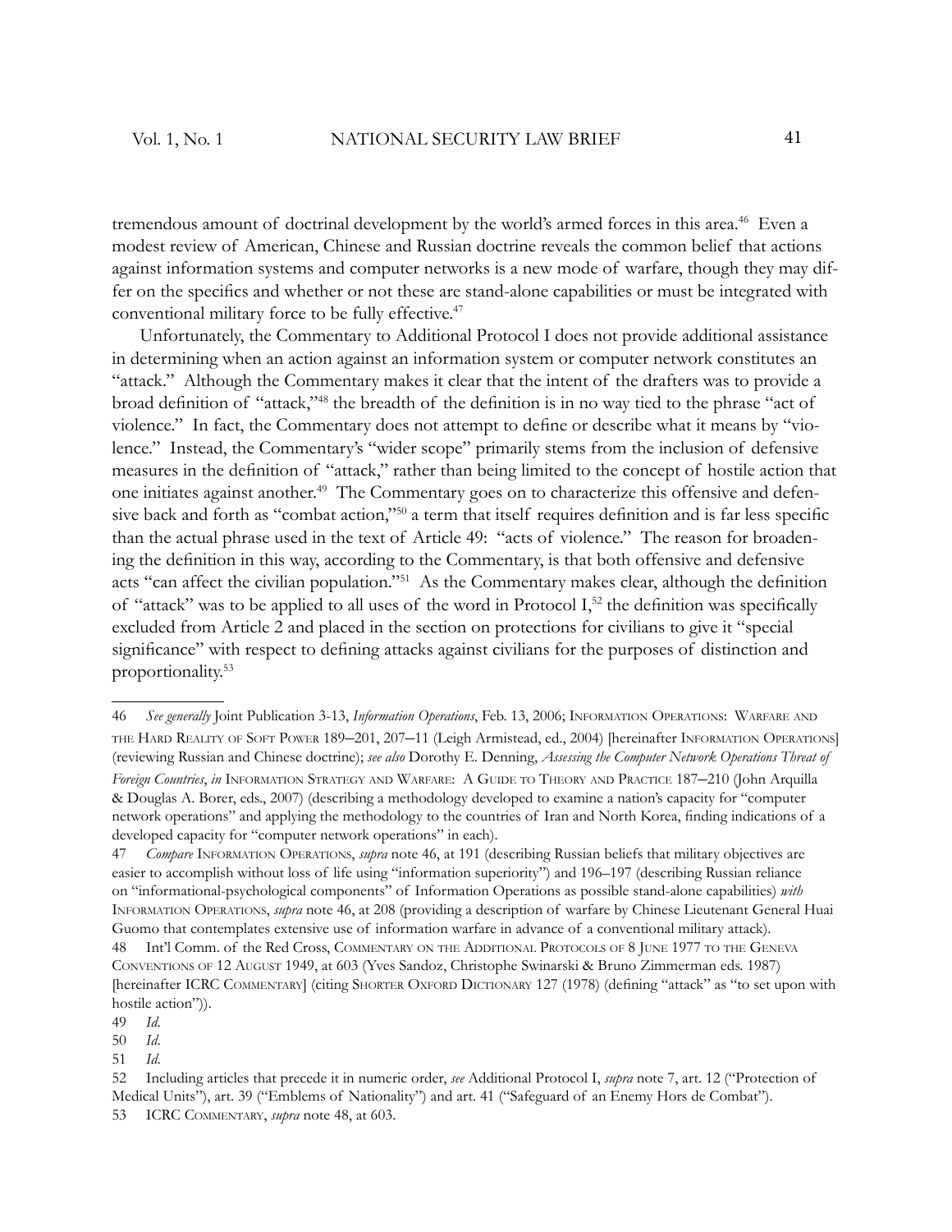tremendous amount of doctrinal development by the world's armed forces in this area.[46] Even a modest review of American, Chinese and Russian doctrine reveals the common belief that actions against information systems and computer networks is a new mode of warfare, though they may differ on the specifics and whether or not these are stand-alone capabilities or must be integrated with conventional military force to be fully effective.[47]

Unfortunately, the Commentary to Additional Protocol I does not provide additional assistance in determining when an action against an information system or computer network constitutes an "attack." Although the Commentary makes it clear that the intent of the drafters was to provide a broad definition of "attack,"[48] the breadth of the definition is in no way tied to the phrase "act of violence." In fact, the Commentary does not attempt to define or describe what it means by "violence." Instead, the Commentary's "wider scope" primarily stems from the inclusion of defensive measures in the definition of "attack," rather than being limited to the concept of hostile action that one initiates against another.[49] The Commentary goes on to characterize this offensive and defensive back and forth as "combat action,"[50] a term that itself requires definition and is far less specific than the actual phrase used in the text of Article 49: "acts of violence." The reason for broadening the definition in this way, according to the Commentary, is that both offensive and defensive acts "can affect the civilian population."[51] As the Commentary makes clear, although the definition of "attack" was to be applied to all uses of the word in Protocol I,[52] the definition was specifically excluded from Article 2 and placed in the section on protections for civilians to give it "special significance" with respect to defining attacks against civilians for the purposes of distinction and proportionality.[53]

---

46 *See generally* Joint Publication 3-13, *Information Operations*, Feb. 13, 2006; Information Operations: Warfare and the Hard Reality of Soft Power 189–201, 207–11 (Leigh Armistead, ed., 2004) [hereinafter Information Operations] (reviewing Russian and Chinese doctrine); *see also* Dorothy E. Denning, *Assessing the Computer Network Operations Threat of Foreign Countries*, *in* Information Strategy and Warfare: A Guide to Theory and Practice 187–210 (John Arquilla & Douglas A. Borer, eds., 2007) (describing a methodology developed to examine a nation's capacity for "computer network operations" and applying the methodology to the countries of Iran and North Korea, finding indications of a developed capacity for "computer network operations" in each).

47 *Compare* Information Operations, *supra* note 46, at 191 (describing Russian beliefs that military objectives are easier to accomplish without loss of life using "information superiority") and 196–197 (describing Russian reliance on "informational-psychological components" of Information Operations as possible stand-alone capabilities) *with* Information Operations, *supra* note 46, at 208 (providing a description of warfare by Chinese Lieutenant General Huai Guomo that contemplates extensive use of information warfare in advance of a conventional military attack).

48 Int'l Comm. of the Red Cross, Commentary on the Additional Protocols of 8 June 1977 to the Geneva Conventions of 12 August 1949, at 603 (Yves Sandoz, Christophe Swinarski & Bruno Zimmerman eds. 1987) [hereinafter ICRC Commentary] (citing Shorter Oxford Dictionary 127 (1978) (defining "attack" as "to set upon with hostile action")).

49 *Id*.

50 *Id*.

51 *Id*.

52 Including articles that precede it in numeric order, *see* Additional Protocol I, *supra* note 7, art. 12 ("Protection of Medical Units"), art. 39 ("Emblems of Nationality") and art. 41 ("Safeguard of an Enemy Hors de Combat").

53 ICRC Commentary, *supra* note 48, at 603.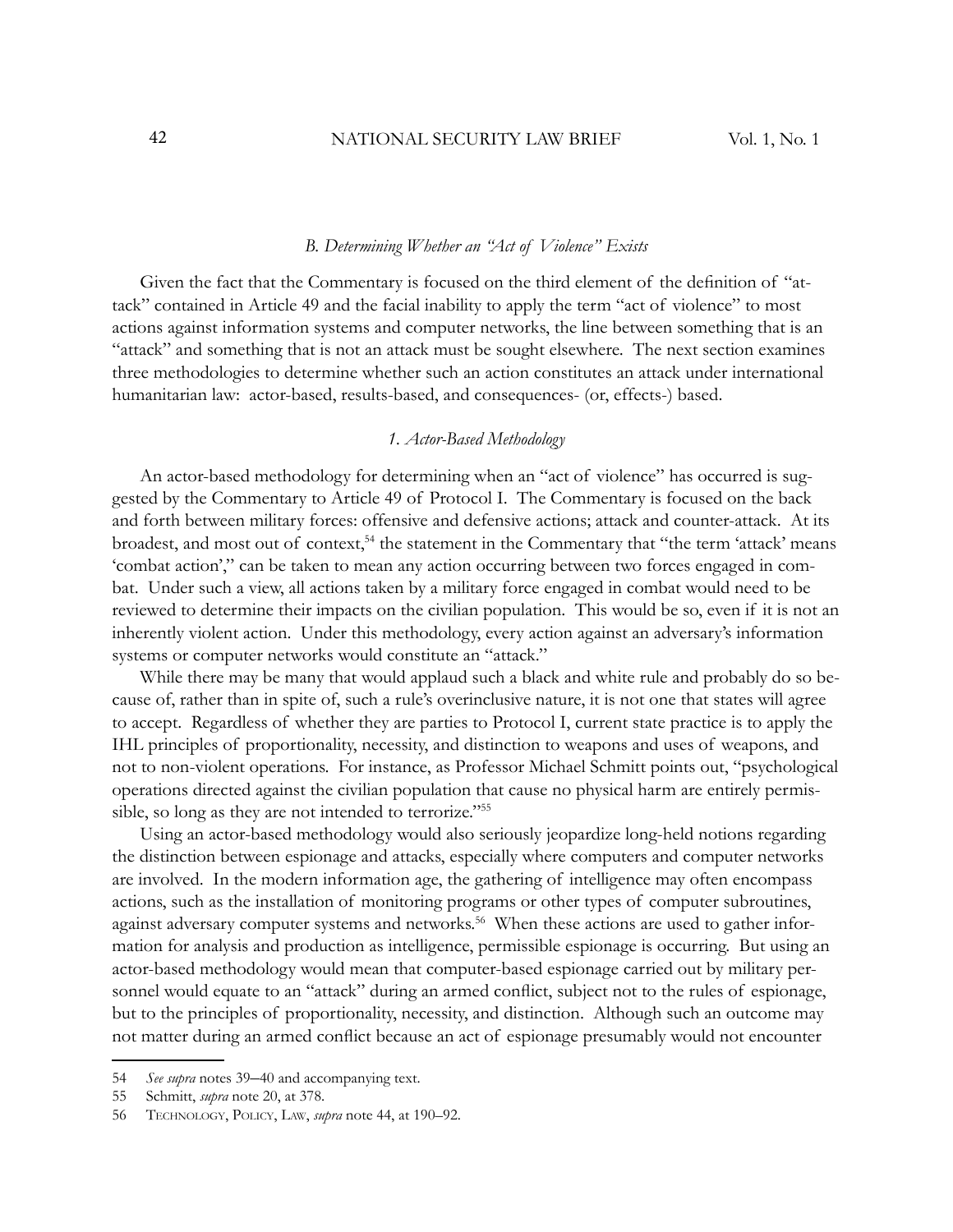### *B. Determining Whether an "Act of Violence" Exists*

Given the fact that the Commentary is focused on the third element of the definition of "attack" contained in Article 49 and the facial inability to apply the term "act of violence" to most actions against information systems and computer networks, the line between something that is an "attack" and something that is not an attack must be sought elsewhere. The next section examines three methodologies to determine whether such an action constitutes an attack under international humanitarian law: actor-based, results-based, and consequences- (or, effects-) based.

#### *1. Actor-Based Methodology*

An actor-based methodology for determining when an "act of violence" has occurred is suggested by the Commentary to Article 49 of Protocol I. The Commentary is focused on the back and forth between military forces: offensive and defensive actions; attack and counter-attack. At its broadest, and most out of context,[54] the statement in the Commentary that "the term 'attack' means 'combat action'," can be taken to mean any action occurring between two forces engaged in combat. Under such a view, all actions taken by a military force engaged in combat would need to be reviewed to determine their impacts on the civilian population. This would be so, even if it is not an inherently violent action. Under this methodology, every action against an adversary's information systems or computer networks would constitute an "attack."

While there may be many that would applaud such a black and white rule and probably do so because of, rather than in spite of, such a rule's overinclusive nature, it is not one that states will agree to accept. Regardless of whether they are parties to Protocol I, current state practice is to apply the IHL principles of proportionality, necessity, and distinction to weapons and uses of weapons, and not to non-violent operations. For instance, as Professor Michael Schmitt points out, "psychological operations directed against the civilian population that cause no physical harm are entirely permissible, so long as they are not intended to terrorize."[55]

Using an actor-based methodology would also seriously jeopardize long-held notions regarding the distinction between espionage and attacks, especially where computers and computer networks are involved. In the modern information age, the gathering of intelligence may often encompass actions, such as the installation of monitoring programs or other types of computer subroutines, against adversary computer systems and networks.[56] When these actions are used to gather information for analysis and production as intelligence, permissible espionage is occurring. But using an actor-based methodology would mean that computer-based espionage carried out by military personnel would equate to an "attack" during an armed conflict, subject not to the rules of espionage, but to the principles of proportionality, necessity, and distinction. Although such an outcome may not matter during an armed conflict because an act of espionage presumably would not encounter

---

54 *See supra* notes 39–40 and accompanying text.

55 Schmitt, *supra* note 20, at 378.

56 Technology, Policy, Law, *supra* note 44, at 190–92.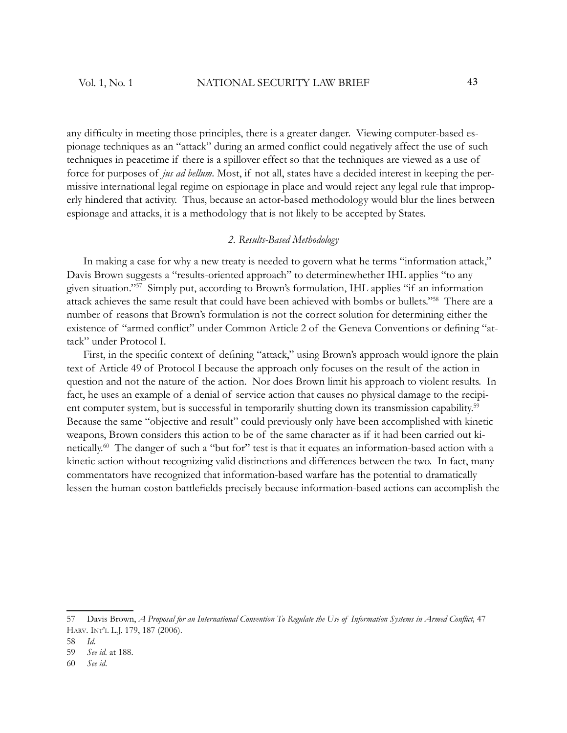any difficulty in meeting those principles, there is a greater danger. Viewing computer-based espionage techniques as an "attack" during an armed conflict could negatively affect the use of such techniques in peacetime if there is a spillover effect so that the techniques are viewed as a use of force for purposes of *jus ad bellum*. Most, if not all, states have a decided interest in keeping the permissive international legal regime on espionage in place and would reject any legal rule that improperly hindered that activity. Thus, because an actor-based methodology would blur the lines between espionage and attacks, it is a methodology that is not likely to be accepted by States.

### *2. Results-Based Methodology*

In making a case for why a new treaty is needed to govern what he terms "information attack," Davis Brown suggests a "results-oriented approach" to determinewhether IHL applies "to any given situation."[57] Simply put, according to Brown's formulation, IHL applies "if an information attack achieves the same result that could have been achieved with bombs or bullets."[58] There are a number of reasons that Brown's formulation is not the correct solution for determining either the existence of "armed conflict" under Common Article 2 of the Geneva Conventions or defining "attack" under Protocol I.

First, in the specific context of defining "attack," using Brown's approach would ignore the plain text of Article 49 of Protocol I because the approach only focuses on the result of the action in question and not the nature of the action. Nor does Brown limit his approach to violent results. In fact, he uses an example of a denial of service action that causes no physical damage to the recipient computer system, but is successful in temporarily shutting down its transmission capability.[59] Because the same "objective and result" could previously only have been accomplished with kinetic weapons, Brown considers this action to be of the same character as if it had been carried out kinetically.[60] The danger of such a "but for" test is that it equates an information-based action with a kinetic action without recognizing valid distinctions and differences between the two. In fact, many commentators have recognized that information-based warfare has the potential to dramatically lessen the human coston battlefields precisely because information-based actions can accomplish the

---

57 Davis Brown, *A Proposal for an International Convention To Regulate the Use of Information Systems in Armed Conflict,* 47 Harv. Int'l L.J. 179, 187 (2006).

58 *Id.*

59 *See id.* at 188.

60 *See id.*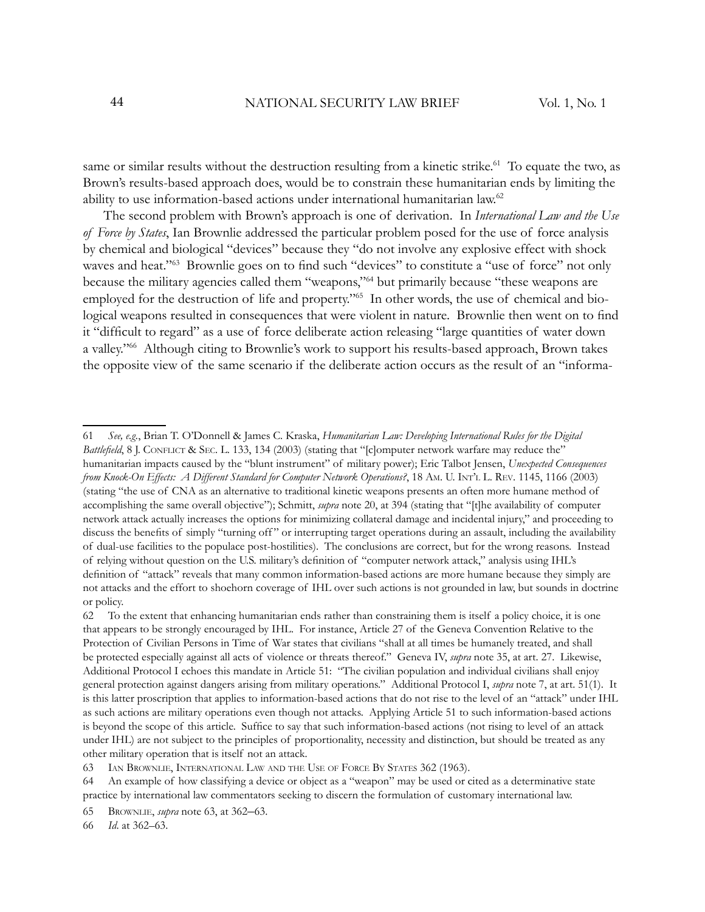same or similar results without the destruction resulting from a kinetic strike.[61] To equate the two, as Brown's results-based approach does, would be to constrain these humanitarian ends by limiting the ability to use information-based actions under international humanitarian law.[62]

The second problem with Brown's approach is one of derivation. In *International Law and the Use of Force by States*, Ian Brownlie addressed the particular problem posed for the use of force analysis by chemical and biological "devices" because they "do not involve any explosive effect with shock waves and heat."[63] Brownlie goes on to find such "devices" to constitute a "use of force" not only because the military agencies called them "weapons,"[64] but primarily because "these weapons are employed for the destruction of life and property."[65] In other words, the use of chemical and biological weapons resulted in consequences that were violent in nature. Brownlie then went on to find it "difficult to regard" as a use of force deliberate action releasing "large quantities of water down a valley."[66] Although citing to Brownlie's work to support his results-based approach, Brown takes the opposite view of the same scenario if the deliberate action occurs as the result of an "informa-

---

61 *See, e.g.*, Brian T. O'Donnell & James C. Kraska, *Humanitarian Law: Developing International Rules for the Digital Battlefield*, 8 J. CONFLICT & SEC. L. 133, 134 (2003) (stating that "[c]omputer network warfare may reduce the" humanitarian impacts caused by the "blunt instrument" of military power); Eric Talbot Jensen, *Unexpected Consequences from Knock-On Effects: A Different Standard for Computer Network Operations?*, 18 AM. U. INT'L L. REV. 1145, 1166 (2003) (stating "the use of CNA as an alternative to traditional kinetic weapons presents an often more humane method of accomplishing the same overall objective"); Schmitt, *supra* note 20, at 394 (stating that "[t]he availability of computer network attack actually increases the options for minimizing collateral damage and incidental injury," and proceeding to discuss the benefits of simply "turning off" or interrupting target operations during an assault, including the availability of dual-use facilities to the populace post-hostilities). The conclusions are correct, but for the wrong reasons. Instead of relying without question on the U.S. military's definition of "computer network attack," analysis using IHL's definition of "attack" reveals that many common information-based actions are more humane because they simply are not attacks and the effort to shoehorn coverage of IHL over such actions is not grounded in law, but sounds in doctrine or policy.

62 To the extent that enhancing humanitarian ends rather than constraining them is itself a policy choice, it is one that appears to be strongly encouraged by IHL. For instance, Article 27 of the Geneva Convention Relative to the Protection of Civilian Persons in Time of War states that civilians "shall at all times be humanely treated, and shall be protected especially against all acts of violence or threats thereof." Geneva IV, *supra* note 35, at art. 27. Likewise, Additional Protocol I echoes this mandate in Article 51: "The civilian population and individual civilians shall enjoy general protection against dangers arising from military operations." Additional Protocol I, *supra* note 7, at art. 51(1). It is this latter proscription that applies to information-based actions that do not rise to the level of an "attack" under IHL as such actions are military operations even though not attacks. Applying Article 51 to such information-based actions is beyond the scope of this article. Suffice to say that such information-based actions (not rising to level of an attack under IHL) are not subject to the principles of proportionality, necessity and distinction, but should be treated as any other military operation that is itself not an attack.

63 IAN BROWNLIE, INTERNATIONAL LAW AND THE USE OF FORCE BY STATES 362 (1963).

64 An example of how classifying a device or object as a "weapon" may be used or cited as a determinative state practice by international law commentators seeking to discern the formulation of customary international law.

65 BROWNLIE, *supra* note 63, at 362–63.

66 *Id*. at 362–63.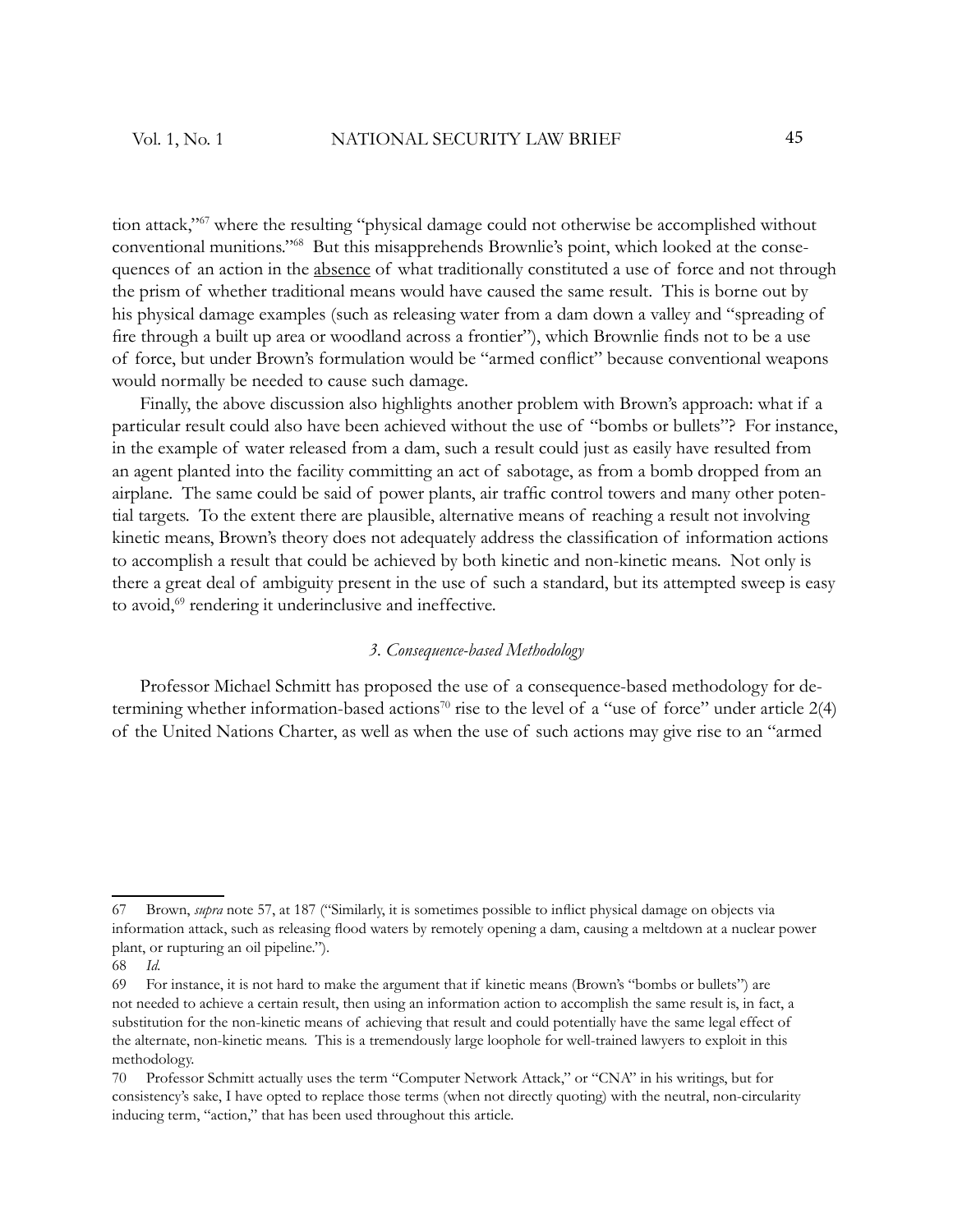tion attack,"[67] where the resulting "physical damage could not otherwise be accomplished without conventional munitions."[68] But this misapprehends Brownlie's point, which looked at the consequences of an action in the absence of what traditionally constituted a use of force and not through the prism of whether traditional means would have caused the same result. This is borne out by his physical damage examples (such as releasing water from a dam down a valley and "spreading of fire through a built up area or woodland across a frontier"), which Brownlie finds not to be a use of force, but under Brown's formulation would be "armed conflict" because conventional weapons would normally be needed to cause such damage.

Finally, the above discussion also highlights another problem with Brown's approach: what if a particular result could also have been achieved without the use of "bombs or bullets"? For instance, in the example of water released from a dam, such a result could just as easily have resulted from an agent planted into the facility committing an act of sabotage, as from a bomb dropped from an airplane. The same could be said of power plants, air traffic control towers and many other potential targets. To the extent there are plausible, alternative means of reaching a result not involving kinetic means, Brown's theory does not adequately address the classification of information actions to accomplish a result that could be achieved by both kinetic and non-kinetic means. Not only is there a great deal of ambiguity present in the use of such a standard, but its attempted sweep is easy to avoid,[69] rendering it underinclusive and ineffective.

### *3. Consequence-based Methodology*

Professor Michael Schmitt has proposed the use of a consequence-based methodology for determining whether information-based actions[70] rise to the level of a "use of force" under article 2(4) of the United Nations Charter, as well as when the use of such actions may give rise to an "armed

---

67 Brown, *supra* note 57, at 187 ("Similarly, it is sometimes possible to inflict physical damage on objects via information attack, such as releasing flood waters by remotely opening a dam, causing a meltdown at a nuclear power plant, or rupturing an oil pipeline.").

68 *Id.*

69 For instance, it is not hard to make the argument that if kinetic means (Brown's "bombs or bullets") are not needed to achieve a certain result, then using an information action to accomplish the same result is, in fact, a substitution for the non-kinetic means of achieving that result and could potentially have the same legal effect of the alternate, non-kinetic means. This is a tremendously large loophole for well-trained lawyers to exploit in this methodology.

70 Professor Schmitt actually uses the term "Computer Network Attack," or "CNA" in his writings, but for consistency's sake, I have opted to replace those terms (when not directly quoting) with the neutral, non-circularity inducing term, "action," that has been used throughout this article.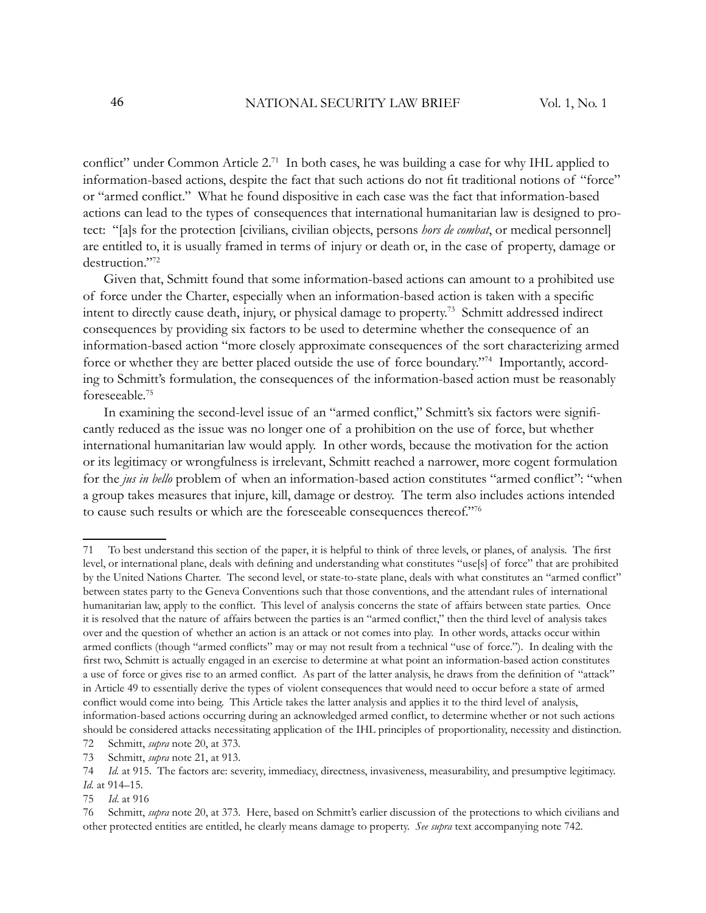conflict" under Common Article 2.[71] In both cases, he was building a case for why IHL applied to information-based actions, despite the fact that such actions do not fit traditional notions of "force" or "armed conflict." What he found dispositive in each case was the fact that information-based actions can lead to the types of consequences that international humanitarian law is designed to protect: "[a]s for the protection [civilians, civilian objects, persons *hors de combat*, or medical personnel] are entitled to, it is usually framed in terms of injury or death or, in the case of property, damage or destruction."[72]

Given that, Schmitt found that some information-based actions can amount to a prohibited use of force under the Charter, especially when an information-based action is taken with a specific intent to directly cause death, injury, or physical damage to property.[73] Schmitt addressed indirect consequences by providing six factors to be used to determine whether the consequence of an information-based action "more closely approximate consequences of the sort characterizing armed force or whether they are better placed outside the use of force boundary."[74] Importantly, according to Schmitt's formulation, the consequences of the information-based action must be reasonably foreseeable.[75]

In examining the second-level issue of an "armed conflict," Schmitt's six factors were significantly reduced as the issue was no longer one of a prohibition on the use of force, but whether international humanitarian law would apply. In other words, because the motivation for the action or its legitimacy or wrongfulness is irrelevant, Schmitt reached a narrower, more cogent formulation for the *jus in bello* problem of when an information-based action constitutes "armed conflict": "when a group takes measures that injure, kill, damage or destroy. The term also includes actions intended to cause such results or which are the foreseeable consequences thereof."[76]

---

71 To best understand this section of the paper, it is helpful to think of three levels, or planes, of analysis. The first level, or international plane, deals with defining and understanding what constitutes "use[s] of force" that are prohibited by the United Nations Charter. The second level, or state-to-state plane, deals with what constitutes an "armed conflict" between states party to the Geneva Conventions such that those conventions, and the attendant rules of international humanitarian law, apply to the conflict. This level of analysis concerns the state of affairs between state parties. Once it is resolved that the nature of affairs between the parties is an "armed conflict," then the third level of analysis takes over and the question of whether an action is an attack or not comes into play. In other words, attacks occur within armed conflicts (though "armed conflicts" may or may not result from a technical "use of force."). In dealing with the first two, Schmitt is actually engaged in an exercise to determine at what point an information-based action constitutes a use of force or gives rise to an armed conflict. As part of the latter analysis, he draws from the definition of "attack" in Article 49 to essentially derive the types of violent consequences that would need to occur before a state of armed conflict would come into being. This Article takes the latter analysis and applies it to the third level of analysis, information-based actions occurring during an acknowledged armed conflict, to determine whether or not such actions should be considered attacks necessitating application of the IHL principles of proportionality, necessity and distinction.

72 Schmitt, *supra* note 20, at 373.

73 Schmitt, *supra* note 21, at 913.

74 *Id.* at 915. The factors are: severity, immediacy, directness, invasiveness, measurability, and presumptive legitimacy. *Id.* at 914–15.

75 *Id*. at 916

76 Schmitt, *supra* note 20, at 373. Here, based on Schmitt's earlier discussion of the protections to which civilians and other protected entities are entitled, he clearly means damage to property. *See supra* text accompanying note 742.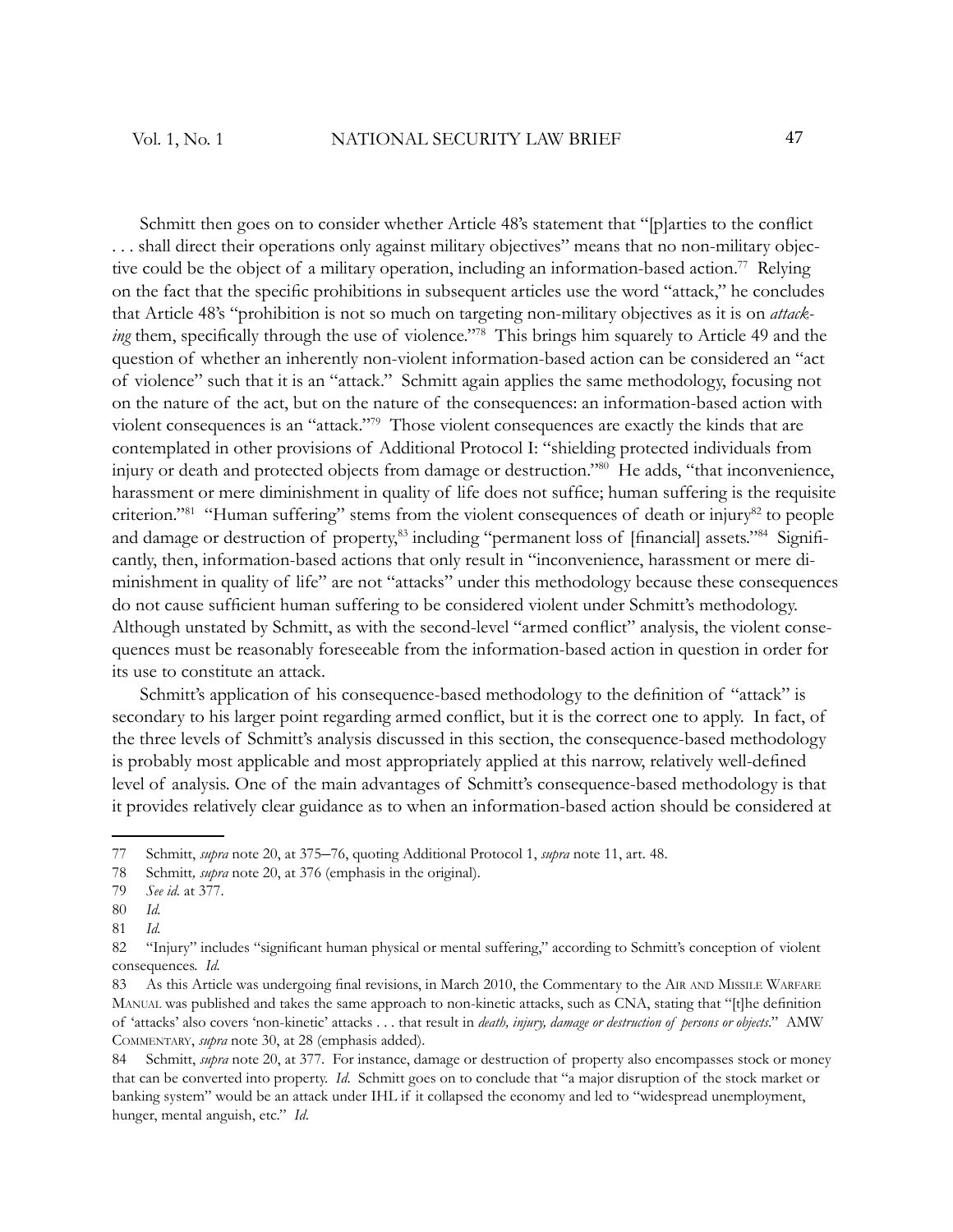Schmitt then goes on to consider whether Article 48's statement that "[p]arties to the conflict . . . shall direct their operations only against military objectives" means that no non-military objective could be the object of a military operation, including an information-based action.[77] Relying on the fact that the specific prohibitions in subsequent articles use the word "attack," he concludes that Article 48's "prohibition is not so much on targeting non-military objectives as it is on *attacking* them, specifically through the use of violence."[78] This brings him squarely to Article 49 and the question of whether an inherently non-violent information-based action can be considered an "act of violence" such that it is an "attack." Schmitt again applies the same methodology, focusing not on the nature of the act, but on the nature of the consequences: an information-based action with violent consequences is an "attack."[79] Those violent consequences are exactly the kinds that are contemplated in other provisions of Additional Protocol I: "shielding protected individuals from injury or death and protected objects from damage or destruction."[80] He adds, "that inconvenience, harassment or mere diminishment in quality of life does not suffice; human suffering is the requisite criterion."[81] "Human suffering" stems from the violent consequences of death or injury[82] to people and damage or destruction of property,[83] including "permanent loss of [financial] assets."[84] Significantly, then, information-based actions that only result in "inconvenience, harassment or mere diminishment in quality of life" are not "attacks" under this methodology because these consequences do not cause sufficient human suffering to be considered violent under Schmitt's methodology. Although unstated by Schmitt, as with the second-level "armed conflict" analysis, the violent consequences must be reasonably foreseeable from the information-based action in question in order for its use to constitute an attack.

Schmitt's application of his consequence-based methodology to the definition of "attack" is secondary to his larger point regarding armed conflict, but it is the correct one to apply. In fact, of the three levels of Schmitt's analysis discussed in this section, the consequence-based methodology is probably most applicable and most appropriately applied at this narrow, relatively well-defined level of analysis. One of the main advantages of Schmitt's consequence-based methodology is that it provides relatively clear guidance as to when an information-based action should be considered at

---

77 Schmitt, *supra* note 20, at 375–76, quoting Additional Protocol 1, *supra* note 11, art. 48.

78 Schmitt*, supra* note 20, at 376 (emphasis in the original).

79 *See id.* at 377.

80 *Id.*

81 *Id.*

82 "Injury" includes "significant human physical or mental suffering," according to Schmitt's conception of violent consequences. *Id.*

83 As this Article was undergoing final revisions, in March 2010, the Commentary to the AIR AND MISSILE WARFARE MANUAL was published and takes the same approach to non-kinetic attacks, such as CNA, stating that "[t]he definition of 'attacks' also covers 'non-kinetic' attacks . . . that result in *death, injury, damage or destruction of persons or objects*." AMW COMMENTARY, *supra* note 30, at 28 (emphasis added).

84 Schmitt, *supra* note 20, at 377. For instance, damage or destruction of property also encompasses stock or money that can be converted into property. *Id.* Schmitt goes on to conclude that "a major disruption of the stock market or banking system" would be an attack under IHL if it collapsed the economy and led to "widespread unemployment, hunger, mental anguish, etc." *Id.*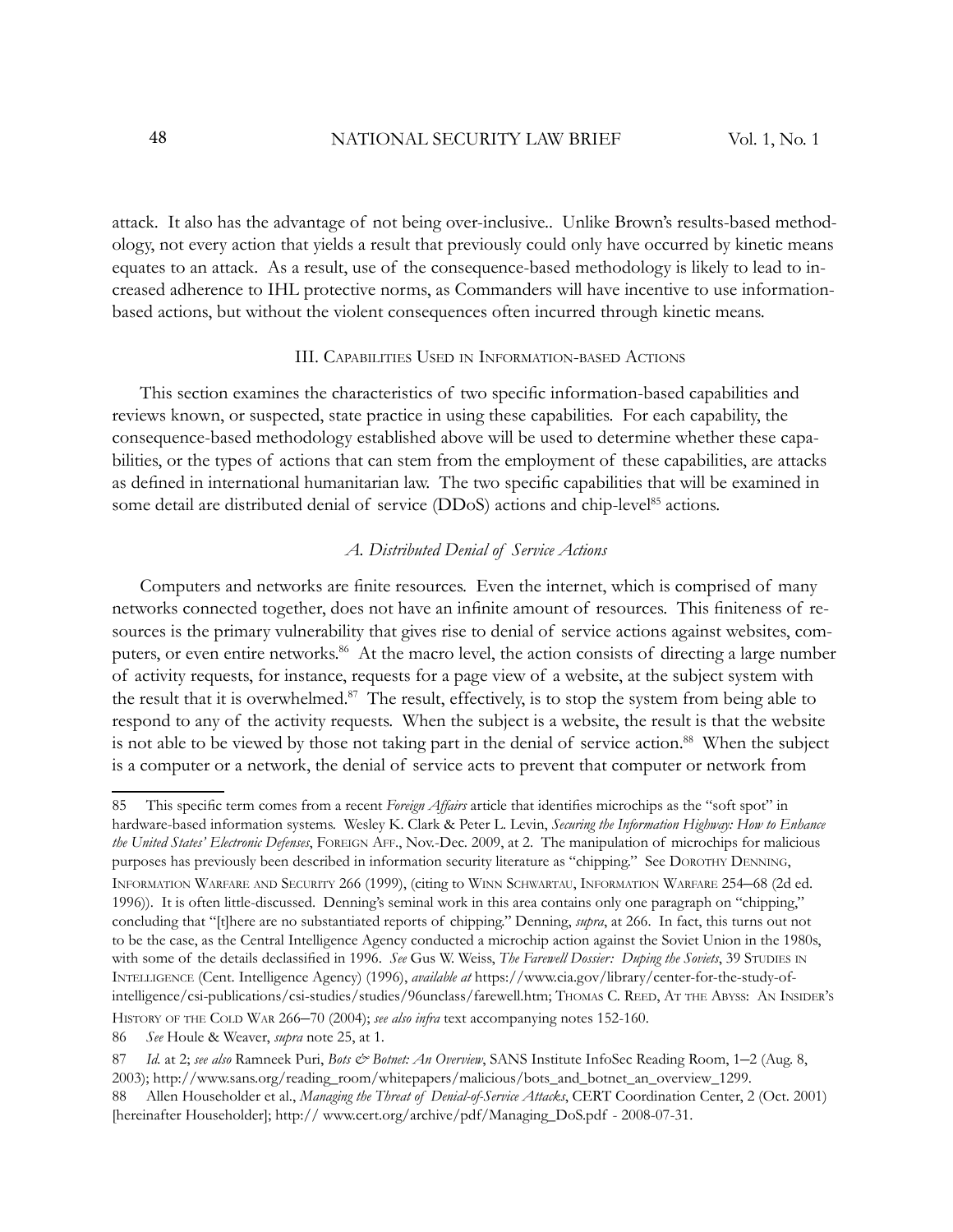attack. It also has the advantage of not being over-inclusive.. Unlike Brown's results-based methodology, not every action that yields a result that previously could only have occurred by kinetic means equates to an attack. As a result, use of the consequence-based methodology is likely to lead to increased adherence to IHL protective norms, as Commanders will have incentive to use information-based actions, but without the violent consequences often incurred through kinetic means.

## III. Capabilities Used in Information-based Actions

This section examines the characteristics of two specific information-based capabilities and reviews known, or suspected, state practice in using these capabilities. For each capability, the consequence-based methodology established above will be used to determine whether these capabilities, or the types of actions that can stem from the employment of these capabilities, are attacks as defined in international humanitarian law. The two specific capabilities that will be examined in some detail are distributed denial of service (DDoS) actions and chip-level[85] actions.

### *A. Distributed Denial of Service Actions*

Computers and networks are finite resources. Even the internet, which is comprised of many networks connected together, does not have an infinite amount of resources. This finiteness of resources is the primary vulnerability that gives rise to denial of service actions against websites, computers, or even entire networks.[86] At the macro level, the action consists of directing a large number of activity requests, for instance, requests for a page view of a website, at the subject system with the result that it is overwhelmed.[87] The result, effectively, is to stop the system from being able to respond to any of the activity requests. When the subject is a website, the result is that the website is not able to be viewed by those not taking part in the denial of service action.[88] When the subject is a computer or a network, the denial of service acts to prevent that computer or network from

---

85 This specific term comes from a recent *Foreign Affairs* article that identifies microchips as the "soft spot" in hardware-based information systems. Wesley K. Clark & Peter L. Levin, *Securing the Information Highway: How to Enhance the United States' Electronic Defenses*, Foreign Aff., Nov.-Dec. 2009, at 2. The manipulation of microchips for malicious purposes has previously been described in information security literature as "chipping." See Dorothy Denning, Information Warfare and Security 266 (1999), (citing to Winn Schwartau, Information Warfare 254–68 (2d ed. 1996)). It is often little-discussed. Denning's seminal work in this area contains only one paragraph on "chipping," concluding that "[t]here are no substantiated reports of chipping." Denning, *supra*, at 266. In fact, this turns out not to be the case, as the Central Intelligence Agency conducted a microchip action against the Soviet Union in the 1980s, with some of the details declassified in 1996. *See* Gus W. Weiss, *The Farewell Dossier: Duping the Soviets*, 39 Studies in Intelligence (Cent. Intelligence Agency) (1996), *available at* https://www.cia.gov/library/center-for-the-study-of-intelligence/csi-publications/csi-studies/studies/96unclass/farewell.htm; Thomas C. Reed, At the Abyss: An Insider's History of the Cold War 266–70 (2004); *see also infra* text accompanying notes 152-160.

86 *See* Houle & Weaver, *supra* note 25, at 1.

87 *Id.* at 2; *see also* Ramneek Puri, *Bots & Botnet: An Overview*, SANS Institute InfoSec Reading Room, 1–2 (Aug. 8, 2003); http://www.sans.org/reading_room/whitepapers/malicious/bots_and_botnet_an_overview_1299.

88 Allen Householder et al., *Managing the Threat of Denial-of-Service Attacks*, CERT Coordination Center, 2 (Oct. 2001) [hereinafter Householder]; http:// www.cert.org/archive/pdf/Managing_DoS.pdf - 2008-07-31.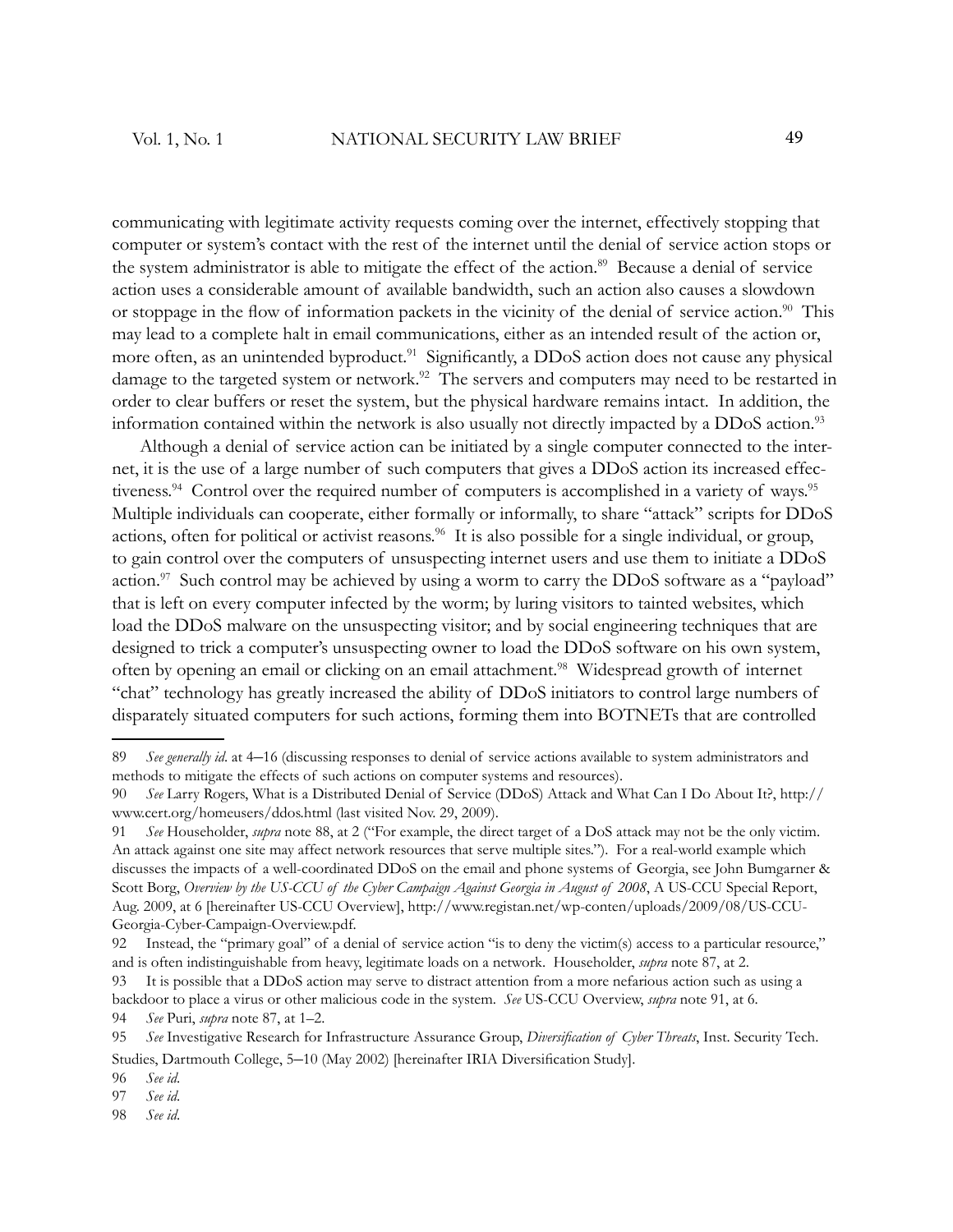communicating with legitimate activity requests coming over the internet, effectively stopping that computer or system's contact with the rest of the internet until the denial of service action stops or the system administrator is able to mitigate the effect of the action.[89] Because a denial of service action uses a considerable amount of available bandwidth, such an action also causes a slowdown or stoppage in the flow of information packets in the vicinity of the denial of service action.[90] This may lead to a complete halt in email communications, either as an intended result of the action or, more often, as an unintended byproduct.[91] Significantly, a DDoS action does not cause any physical damage to the targeted system or network.[92] The servers and computers may need to be restarted in order to clear buffers or reset the system, but the physical hardware remains intact. In addition, the information contained within the network is also usually not directly impacted by a DDoS action.[93]

Although a denial of service action can be initiated by a single computer connected to the internet, it is the use of a large number of such computers that gives a DDoS action its increased effectiveness.[94] Control over the required number of computers is accomplished in a variety of ways.[95] Multiple individuals can cooperate, either formally or informally, to share "attack" scripts for DDoS actions, often for political or activist reasons.[96] It is also possible for a single individual, or group, to gain control over the computers of unsuspecting internet users and use them to initiate a DDoS action.[97] Such control may be achieved by using a worm to carry the DDoS software as a "payload" that is left on every computer infected by the worm; by luring visitors to tainted websites, which load the DDoS malware on the unsuspecting visitor; and by social engineering techniques that are designed to trick a computer's unsuspecting owner to load the DDoS software on his own system, often by opening an email or clicking on an email attachment.[98] Widespread growth of internet "chat" technology has greatly increased the ability of DDoS initiators to control large numbers of disparately situated computers for such actions, forming them into BOTNETs that are controlled

---

89 *See generally id.* at 4–16 (discussing responses to denial of service actions available to system administrators and methods to mitigate the effects of such actions on computer systems and resources).

90 *See* Larry Rogers, What is a Distributed Denial of Service (DDoS) Attack and What Can I Do About It?, http://www.cert.org/homeusers/ddos.html (last visited Nov. 29, 2009).

91 *See* Householder, *supra* note 88, at 2 ("For example, the direct target of a DoS attack may not be the only victim. An attack against one site may affect network resources that serve multiple sites."). For a real-world example which discusses the impacts of a well-coordinated DDoS on the email and phone systems of Georgia, see John Bumgarner & Scott Borg, *Overview by the US-CCU of the Cyber Campaign Against Georgia in August of 2008*, A US-CCU Special Report, Aug. 2009, at 6 [hereinafter US-CCU Overview], http://www.registan.net/wp-conten/uploads/2009/08/US-CCU-Georgia-Cyber-Campaign-Overview.pdf.

92 Instead, the "primary goal" of a denial of service action "is to deny the victim(s) access to a particular resource," and is often indistinguishable from heavy, legitimate loads on a network. Householder, *supra* note 87, at 2.

93 It is possible that a DDoS action may serve to distract attention from a more nefarious action such as using a backdoor to place a virus or other malicious code in the system. *See* US-CCU Overview, *supra* note 91, at 6.

94 *See* Puri, *supra* note 87, at 1–2.

95 *See* Investigative Research for Infrastructure Assurance Group, *Diversification of Cyber Threats*, Inst. Security Tech. Studies, Dartmouth College, 5–10 (May 2002) [hereinafter IRIA Diversification Study].

96 *See id.*

97 *See id.*

98 *See id.*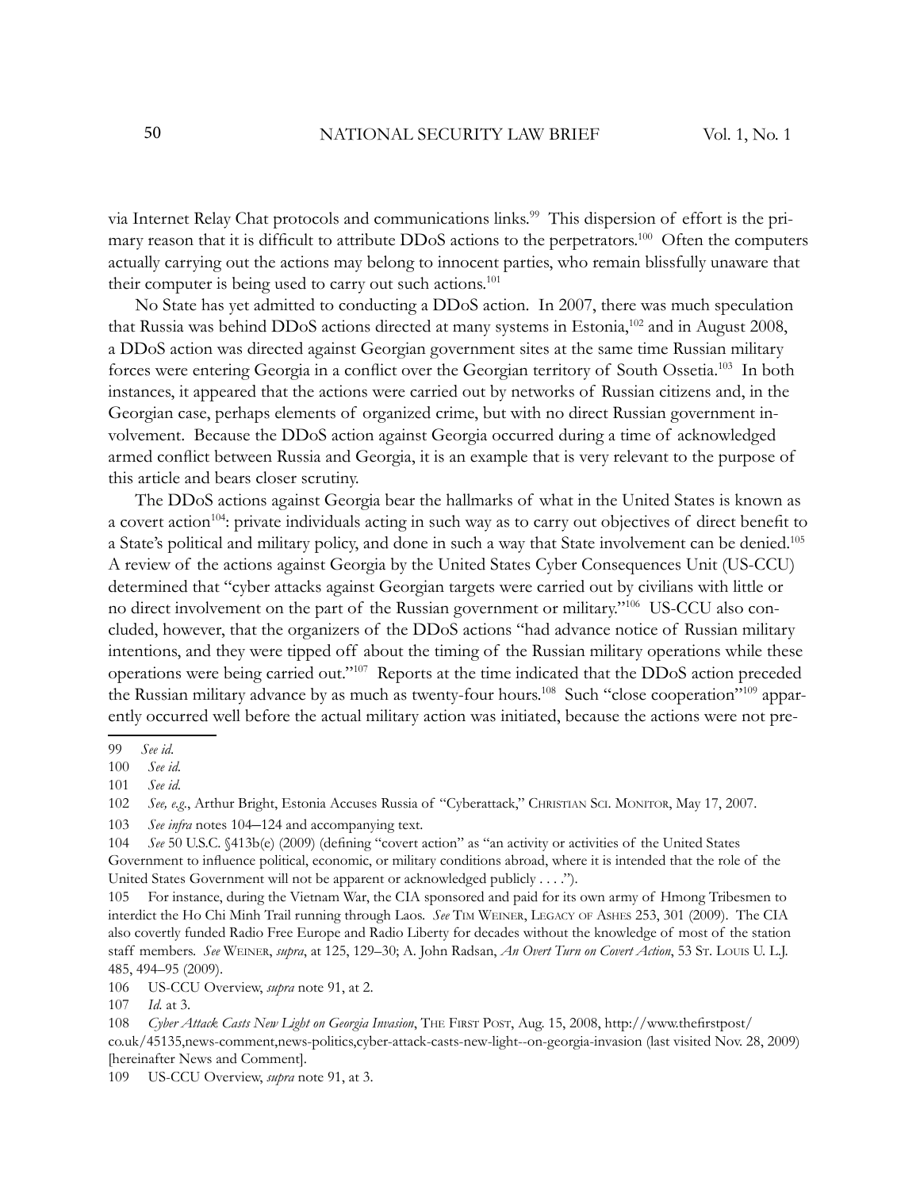via Internet Relay Chat protocols and communications links.[99] This dispersion of effort is the primary reason that it is difficult to attribute DDoS actions to the perpetrators.[100] Often the computers actually carrying out the actions may belong to innocent parties, who remain blissfully unaware that their computer is being used to carry out such actions.[101]

No State has yet admitted to conducting a DDoS action. In 2007, there was much speculation that Russia was behind DDoS actions directed at many systems in Estonia,[102] and in August 2008, a DDoS action was directed against Georgian government sites at the same time Russian military forces were entering Georgia in a conflict over the Georgian territory of South Ossetia.[103] In both instances, it appeared that the actions were carried out by networks of Russian citizens and, in the Georgian case, perhaps elements of organized crime, but with no direct Russian government involvement. Because the DDoS action against Georgia occurred during a time of acknowledged armed conflict between Russia and Georgia, it is an example that is very relevant to the purpose of this article and bears closer scrutiny.

The DDoS actions against Georgia bear the hallmarks of what in the United States is known as a covert action[104]: private individuals acting in such way as to carry out objectives of direct benefit to a State's political and military policy, and done in such a way that State involvement can be denied.[105] A review of the actions against Georgia by the United States Cyber Consequences Unit (US-CCU) determined that "cyber attacks against Georgian targets were carried out by civilians with little or no direct involvement on the part of the Russian government or military."[106] US-CCU also concluded, however, that the organizers of the DDoS actions "had advance notice of Russian military intentions, and they were tipped off about the timing of the Russian military operations while these operations were being carried out."[107] Reports at the time indicated that the DDoS action preceded the Russian military advance by as much as twenty-four hours.[108] Such "close cooperation"[109] apparently occurred well before the actual military action was initiated, because the actions were not pre-

---

99 *See id.*

100 *See id.*

101 *See id.*

102 *See, e.g.*, Arthur Bright, Estonia Accuses Russia of "Cyberattack," Christian Sci. Monitor, May 17, 2007.

103 *See infra* notes 104–124 and accompanying text.

104 *See* 50 U.S.C. §413b(e) (2009) (defining "covert action" as "an activity or activities of the United States Government to influence political, economic, or military conditions abroad, where it is intended that the role of the United States Government will not be apparent or acknowledged publicly . . . .").

105 For instance, during the Vietnam War, the CIA sponsored and paid for its own army of Hmong Tribesmen to interdict the Ho Chi Minh Trail running through Laos. *See* Tim Weiner, Legacy of Ashes 253, 301 (2009). The CIA also covertly funded Radio Free Europe and Radio Liberty for decades without the knowledge of most of the station staff members. *See* Weiner, *supra*, at 125, 129–30; A. John Radsan, *An Overt Turn on Covert Action*, 53 St. Louis U. L.J. 485, 494–95 (2009).

106 US-CCU Overview, *supra* note 91, at 2.

107 *Id.* at 3.

108 *Cyber Attack Casts New Light on Georgia Invasion*, The First Post, Aug. 15, 2008, http://www.thefirstpost/co.uk/45135,news-comment,news-politics,cyber-attack-casts-new-light--on-georgia-invasion (last visited Nov. 28, 2009) [hereinafter News and Comment].

109 US-CCU Overview, *supra* note 91, at 3.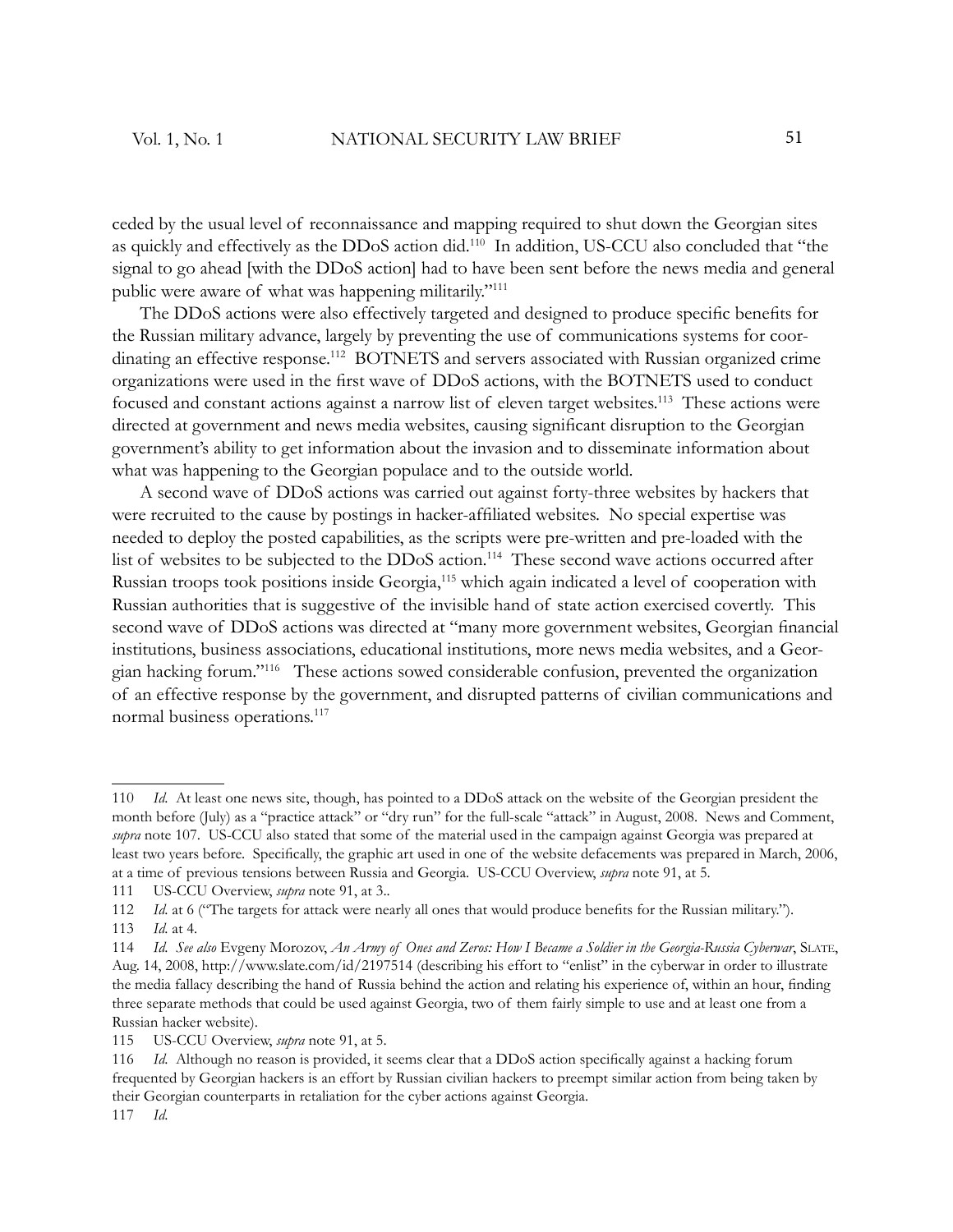ceded by the usual level of reconnaissance and mapping required to shut down the Georgian sites as quickly and effectively as the DDoS action did.[110] In addition, US-CCU also concluded that "the signal to go ahead [with the DDoS action] had to have been sent before the news media and general public were aware of what was happening militarily."[111]

The DDoS actions were also effectively targeted and designed to produce specific benefits for the Russian military advance, largely by preventing the use of communications systems for coordinating an effective response.[112] BOTNETS and servers associated with Russian organized crime organizations were used in the first wave of DDoS actions, with the BOTNETS used to conduct focused and constant actions against a narrow list of eleven target websites.[113] These actions were directed at government and news media websites, causing significant disruption to the Georgian government's ability to get information about the invasion and to disseminate information about what was happening to the Georgian populace and to the outside world.

A second wave of DDoS actions was carried out against forty-three websites by hackers that were recruited to the cause by postings in hacker-affiliated websites. No special expertise was needed to deploy the posted capabilities, as the scripts were pre-written and pre-loaded with the list of websites to be subjected to the DDoS action.[114] These second wave actions occurred after Russian troops took positions inside Georgia,[115] which again indicated a level of cooperation with Russian authorities that is suggestive of the invisible hand of state action exercised covertly. This second wave of DDoS actions was directed at "many more government websites, Georgian financial institutions, business associations, educational institutions, more news media websites, and a Georgian hacking forum."[116] These actions sowed considerable confusion, prevented the organization of an effective response by the government, and disrupted patterns of civilian communications and normal business operations.[117]

---

110 *Id.* At least one news site, though, has pointed to a DDoS attack on the website of the Georgian president the month before (July) as a "practice attack" or "dry run" for the full-scale "attack" in August, 2008. News and Comment, *supra* note 107. US-CCU also stated that some of the material used in the campaign against Georgia was prepared at least two years before. Specifically, the graphic art used in one of the website defacements was prepared in March, 2006, at a time of previous tensions between Russia and Georgia. US-CCU Overview, *supra* note 91, at 5.

111 US-CCU Overview, *supra* note 91, at 3..

112 *Id.* at 6 ("The targets for attack were nearly all ones that would produce benefits for the Russian military.").

113 *Id.* at 4.

114 *Id. See also* Evgeny Morozov, *An Army of Ones and Zeros: How I Became a Soldier in the Georgia-Russia Cyberwar*, SLATE, Aug. 14, 2008, http://www.slate.com/id/2197514 (describing his effort to "enlist" in the cyberwar in order to illustrate the media fallacy describing the hand of Russia behind the action and relating his experience of, within an hour, finding three separate methods that could be used against Georgia, two of them fairly simple to use and at least one from a Russian hacker website).

115 US-CCU Overview, *supra* note 91, at 5.

116 *Id.* Although no reason is provided, it seems clear that a DDoS action specifically against a hacking forum frequented by Georgian hackers is an effort by Russian civilian hackers to preempt similar action from being taken by their Georgian counterparts in retaliation for the cyber actions against Georgia.

117 *Id.*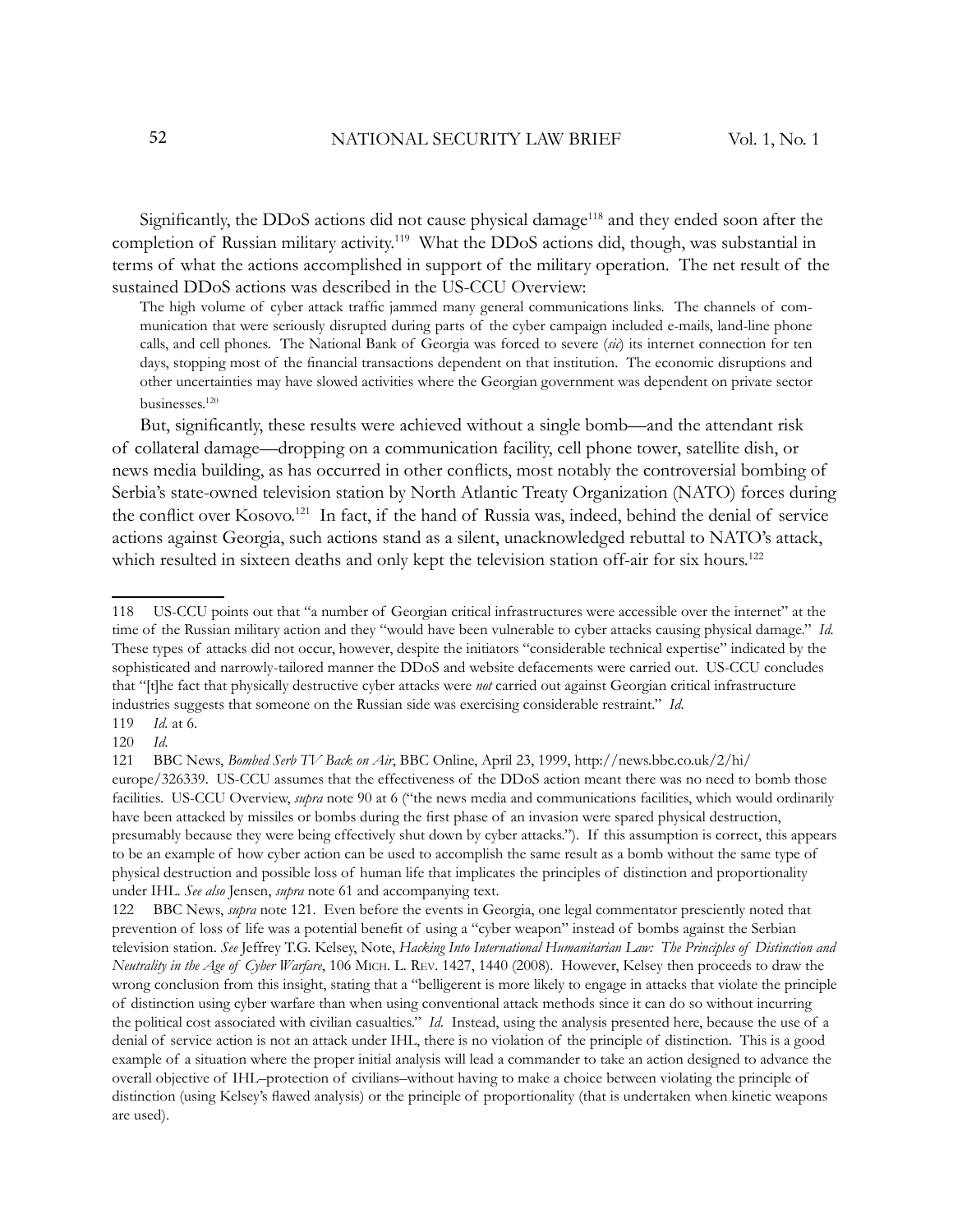Significantly, the DDoS actions did not cause physical damage[118] and they ended soon after the completion of Russian military activity.[119] What the DDoS actions did, though, was substantial in terms of what the actions accomplished in support of the military operation. The net result of the sustained DDoS actions was described in the US-CCU Overview:

> The high volume of cyber attack traffic jammed many general communications links. The channels of communication that were seriously disrupted during parts of the cyber campaign included e-mails, land-line phone calls, and cell phones. The National Bank of Georgia was forced to severe (*sic*) its internet connection for ten days, stopping most of the financial transactions dependent on that institution. The economic disruptions and other uncertainties may have slowed activities where the Georgian government was dependent on private sector businesses.[120]

But, significantly, these results were achieved without a single bomb—and the attendant risk of collateral damage—dropping on a communication facility, cell phone tower, satellite dish, or news media building, as has occurred in other conflicts, most notably the controversial bombing of Serbia's state-owned television station by North Atlantic Treaty Organization (NATO) forces during the conflict over Kosovo.[121] In fact, if the hand of Russia was, indeed, behind the denial of service actions against Georgia, such actions stand as a silent, unacknowledged rebuttal to NATO's attack, which resulted in sixteen deaths and only kept the television station off-air for six hours.[122]

---

118 US-CCU points out that "a number of Georgian critical infrastructures were accessible over the internet" at the time of the Russian military action and they "would have been vulnerable to cyber attacks causing physical damage." *Id.* These types of attacks did not occur, however, despite the initiators "considerable technical expertise" indicated by the sophisticated and narrowly-tailored manner the DDoS and website defacements were carried out. US-CCU concludes that "[t]he fact that physically destructive cyber attacks were *not* carried out against Georgian critical infrastructure industries suggests that someone on the Russian side was exercising considerable restraint." *Id.*

119 *Id.* at 6.

120 *Id.*

121 BBC News, *Bombed Serb TV Back on Air*, BBC Online, April 23, 1999, http://news.bbc.co.uk/2/hi/europe/326339. US-CCU assumes that the effectiveness of the DDoS action meant there was no need to bomb those facilities. US-CCU Overview, *supra* note 90 at 6 ("the news media and communications facilities, which would ordinarily have been attacked by missiles or bombs during the first phase of an invasion were spared physical destruction, presumably because they were being effectively shut down by cyber attacks."). If this assumption is correct, this appears to be an example of how cyber action can be used to accomplish the same result as a bomb without the same type of physical destruction and possible loss of human life that implicates the principles of distinction and proportionality under IHL. *See also* Jensen, *supra* note 61 and accompanying text.

122 BBC News, *supra* note 121. Even before the events in Georgia, one legal commentator presciently noted that prevention of loss of life was a potential benefit of using a "cyber weapon" instead of bombs against the Serbian television station. *See* Jeffrey T.G. Kelsey, Note, *Hacking Into International Humanitarian Law: The Principles of Distinction and Neutrality in the Age of Cyber Warfare*, 106 MICH. L. REV. 1427, 1440 (2008). However, Kelsey then proceeds to draw the wrong conclusion from this insight, stating that a "belligerent is more likely to engage in attacks that violate the principle of distinction using cyber warfare than when using conventional attack methods since it can do so without incurring the political cost associated with civilian casualties." *Id.* Instead, using the analysis presented here, because the use of a denial of service action is not an attack under IHL, there is no violation of the principle of distinction. This is a good example of a situation where the proper initial analysis will lead a commander to take an action designed to advance the overall objective of IHL–protection of civilians–without having to make a choice between violating the principle of distinction (using Kelsey's flawed analysis) or the principle of proportionality (that is undertaken when kinetic weapons are used).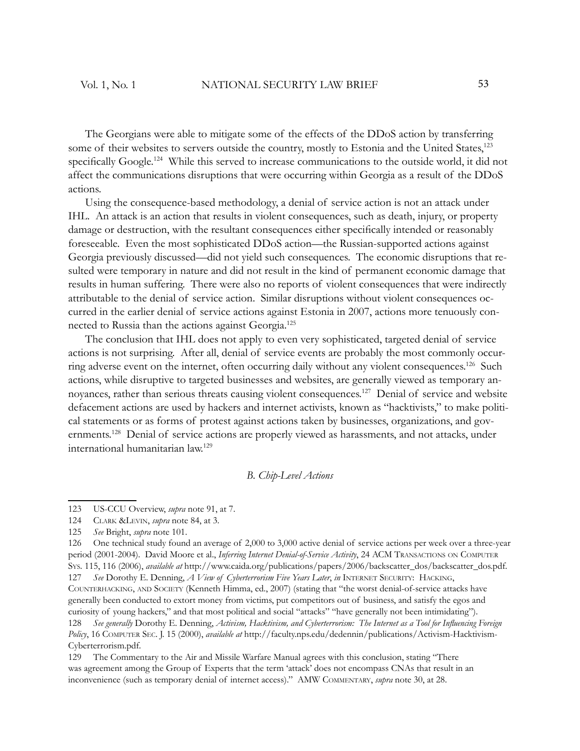The Georgians were able to mitigate some of the effects of the DDoS action by transferring some of their websites to servers outside the country, mostly to Estonia and the United States,[123] specifically Google.[124] While this served to increase communications to the outside world, it did not affect the communications disruptions that were occurring within Georgia as a result of the DDoS actions.

Using the consequence-based methodology, a denial of service action is not an attack under IHL. An attack is an action that results in violent consequences, such as death, injury, or property damage or destruction, with the resultant consequences either specifically intended or reasonably foreseeable. Even the most sophisticated DDoS action—the Russian-supported actions against Georgia previously discussed—did not yield such consequences. The economic disruptions that resulted were temporary in nature and did not result in the kind of permanent economic damage that results in human suffering. There were also no reports of violent consequences that were indirectly attributable to the denial of service action. Similar disruptions without violent consequences occurred in the earlier denial of service actions against Estonia in 2007, actions more tenuously connected to Russia than the actions against Georgia.[125]

The conclusion that IHL does not apply to even very sophisticated, targeted denial of service actions is not surprising. After all, denial of service events are probably the most commonly occurring adverse event on the internet, often occurring daily without any violent consequences.[126] Such actions, while disruptive to targeted businesses and websites, are generally viewed as temporary annoyances, rather than serious threats causing violent consequences.[127] Denial of service and website defacement actions are used by hackers and internet activists, known as "hacktivists," to make political statements or as forms of protest against actions taken by businesses, organizations, and governments.[128] Denial of service actions are properly viewed as harassments, and not attacks, under international humanitarian law.[129]

### *B. Chip-Level Actions*

---

123 US-CCU Overview, *supra* note 91, at 7.

124 Clark &Levin, *supra* note 84, at 3.

125 *See* Bright, *supra* note 101.

126 One technical study found an average of 2,000 to 3,000 active denial of service actions per week over a three-year period (2001-2004). David Moore et al., *Inferring Internet Denial-of-Service Activity*, 24 ACM Transactions on Computer Sys. 115, 116 (2006), *available at* http://www.caida.org/publications/papers/2006/backscatter_dos/backscatter_dos.pdf.

127 *See* Dorothy E. Denning, *A View of Cyberterrorism Five Years Later*, *in* Internet Security: Hacking, Counterhacking, and Society (Kenneth Himma, ed., 2007) (stating that "the worst denial-of-service attacks have generally been conducted to extort money from victims, put competitors out of business, and satisfy the egos and curiosity of young hackers," and that most political and social "attacks" "have generally not been intimidating").

128 *See generally* Dorothy E. Denning, *Activism, Hacktivism, and Cyberterrorism: The Internet as a Tool for Influencing Foreign Policy*, 16 Computer Sec. J. 15 (2000), *available at* http://faculty.nps.edu/dedennin/publications/Activism-Hacktivism-Cyberterrorism.pdf.

129 The Commentary to the Air and Missile Warfare Manual agrees with this conclusion, stating "There was agreement among the Group of Experts that the term 'attack' does not encompass CNAs that result in an inconvenience (such as temporary denial of internet access)." AMW Commentary, *supra* note 30, at 28.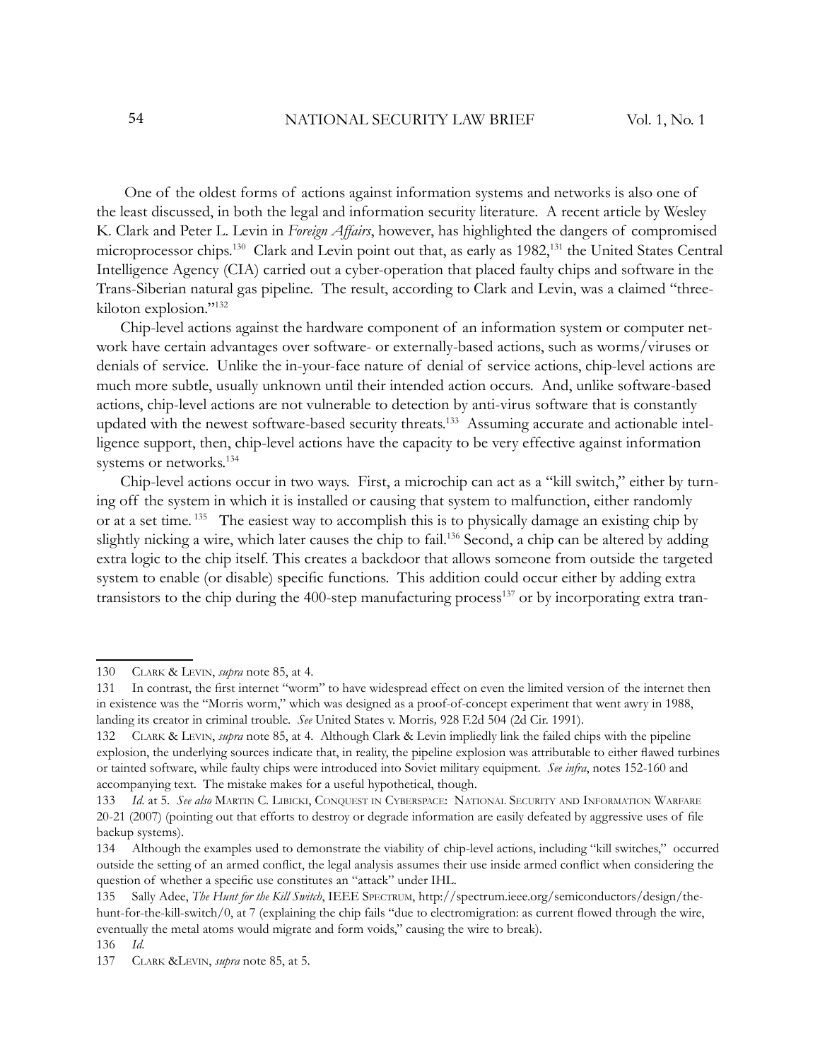One of the oldest forms of actions against information systems and networks is also one of the least discussed, in both the legal and information security literature. A recent article by Wesley K. Clark and Peter L. Levin in *Foreign Affairs*, however, has highlighted the dangers of compromised microprocessor chips.[130] Clark and Levin point out that, as early as 1982,[131] the United States Central Intelligence Agency (CIA) carried out a cyber-operation that placed faulty chips and software in the Trans-Siberian natural gas pipeline. The result, according to Clark and Levin, was a claimed "three-kiloton explosion."[132]

Chip-level actions against the hardware component of an information system or computer network have certain advantages over software- or externally-based actions, such as worms/viruses or denials of service. Unlike the in-your-face nature of denial of service actions, chip-level actions are much more subtle, usually unknown until their intended action occurs. And, unlike software-based actions, chip-level actions are not vulnerable to detection by anti-virus software that is constantly updated with the newest software-based security threats.[133] Assuming accurate and actionable intelligence support, then, chip-level actions have the capacity to be very effective against information systems or networks.[134]

Chip-level actions occur in two ways. First, a microchip can act as a "kill switch," either by turning off the system in which it is installed or causing that system to malfunction, either randomly or at a set time.[135] The easiest way to accomplish this is to physically damage an existing chip by slightly nicking a wire, which later causes the chip to fail.[136] Second, a chip can be altered by adding extra logic to the chip itself. This creates a backdoor that allows someone from outside the targeted system to enable (or disable) specific functions. This addition could occur either by adding extra transistors to the chip during the 400-step manufacturing process[137] or by incorporating extra tran-

---

130 Clark & Levin, *supra* note 85, at 4.

131 In contrast, the first internet "worm" to have widespread effect on even the limited version of the internet then in existence was the "Morris worm," which was designed as a proof-of-concept experiment that went awry in 1988, landing its creator in criminal trouble. *See* United States v. Morris*,* 928 F.2d 504 (2d Cir. 1991).

132 Clark & Levin, *supra* note 85, at 4. Although Clark & Levin impliedly link the failed chips with the pipeline explosion, the underlying sources indicate that, in reality, the pipeline explosion was attributable to either flawed turbines or tainted software, while faulty chips were introduced into Soviet military equipment. *See infra*, notes 152-160 and accompanying text. The mistake makes for a useful hypothetical, though.

133 *Id.* at 5. *See also* Martin C. Libicki, Conquest in Cyberspace: National Security and Information Warfare 20-21 (2007) (pointing out that efforts to destroy or degrade information are easily defeated by aggressive uses of file backup systems).

134 Although the examples used to demonstrate the viability of chip-level actions, including "kill switches," occurred outside the setting of an armed conflict, the legal analysis assumes their use inside armed conflict when considering the question of whether a specific use constitutes an "attack" under IHL.

135 Sally Adee, *The Hunt for the Kill Switch*, IEEE Spectrum, http://spectrum.ieee.org/semiconductors/design/the-hunt-for-the-kill-switch/0, at 7 (explaining the chip fails "due to electromigration: as current flowed through the wire, eventually the metal atoms would migrate and form voids," causing the wire to break).

136 *Id.*

137 Clark &Levin, *supra* note 85, at 5.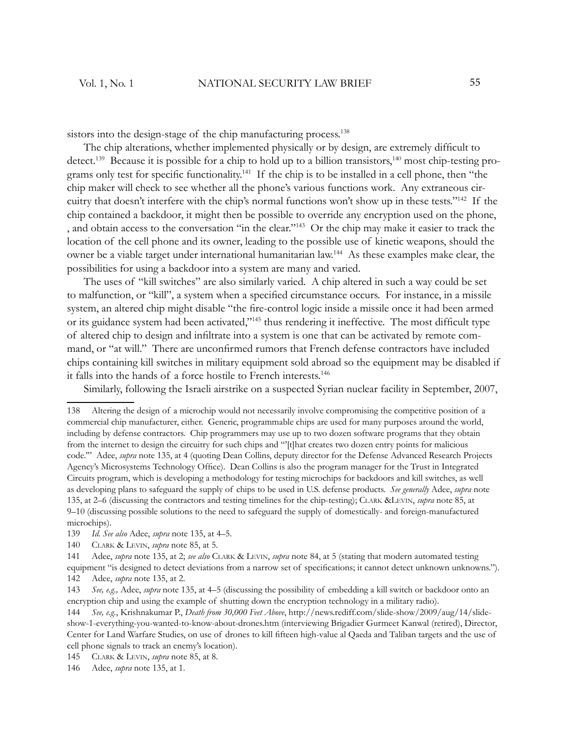sistors into the design-stage of the chip manufacturing process.[138]

The chip alterations, whether implemented physically or by design, are extremely difficult to detect.[139] Because it is possible for a chip to hold up to a billion transistors,[140] most chip-testing programs only test for specific functionality.[141] If the chip is to be installed in a cell phone, then "the chip maker will check to see whether all the phone's various functions work. Any extraneous circuitry that doesn't interfere with the chip's normal functions won't show up in these tests."[142] If the chip contained a backdoor, it might then be possible to override any encryption used on the phone, , and obtain access to the conversation "in the clear."[143] Or the chip may make it easier to track the location of the cell phone and its owner, leading to the possible use of kinetic weapons, should the owner be a viable target under international humanitarian law.[144] As these examples make clear, the possibilities for using a backdoor into a system are many and varied.

The uses of "kill switches" are also similarly varied. A chip altered in such a way could be set to malfunction, or "kill", a system when a specified circumstance occurs. For instance, in a missile system, an altered chip might disable "the fire-control logic inside a missile once it had been armed or its guidance system had been activated,"[145] thus rendering it ineffective. The most difficult type of altered chip to design and infiltrate into a system is one that can be activated by remote command, or "at will." There are unconfirmed rumors that French defense contractors have included chips containing kill switches in military equipment sold abroad so the equipment may be disabled if it falls into the hands of a force hostile to French interests.[146]

Similarly, following the Israeli airstrike on a suspected Syrian nuclear facility in September, 2007,

---

138 Altering the design of a microchip would not necessarily involve compromising the competitive position of a commercial chip manufacturer, either. Generic, programmable chips are used for many purposes around the world, including by defense contractors. Chip programmers may use up to two dozen software programs that they obtain from the internet to design the circuitry for such chips and "'[t]hat creates two dozen entry points for malicious code.'" Adee, *supra* note 135, at 4 (quoting Dean Collins, deputy director for the Defense Advanced Research Projects Agency's Microsystems Technology Office). Dean Collins is also the program manager for the Trust in Integrated Circuits program, which is developing a methodology for testing microchips for backdoors and kill switches, as well as developing plans to safeguard the supply of chips to be used in U.S. defense products. *See generally* Adee, *supra* note 135, at 2–6 (discussing the contractors and testing timelines for the chip-testing); CLARK &LEVIN, *supra* note 85, at 9–10 (discussing possible solutions to the need to safeguard the supply of domestically- and foreign-manufactured microchips).

139 *Id. See also* Adee, *supra* note 135, at 4–5.

140 CLARK & LEVIN, *supra* note 85, at 5.

141 Adee, *supra* note 135, at 2; *see also* CLARK & LEVIN, *supra* note 84, at 5 (stating that modern automated testing equipment "is designed to detect deviations from a narrow set of specifications; it cannot detect unknown unknowns.").

142 Adee, *supra* note 135, at 2.

143 *See, e.g.,* Adee, *supra* note 135, at 4–5 (discussing the possibility of embedding a kill switch or backdoor onto an encryption chip and using the example of shutting down the encryption technology in a military radio).

144 *See, e.g.*, Krishnakumar P., *Death from 30,000 Feet Above*, http://news.rediff.com/slide-show/2009/aug/14/slide-show-1-everything-you-wanted-to-know-about-drones.htm (interviewing Brigadier Gurmeet Kanwal (retired), Director, Center for Land Warfare Studies, on use of drones to kill fifteen high-value al Qaeda and Taliban targets and the use of cell phone signals to track an enemy's location).

145 CLARK & LEVIN, *supra* note 85, at 8.

146 Adee, *supra* note 135, at 1.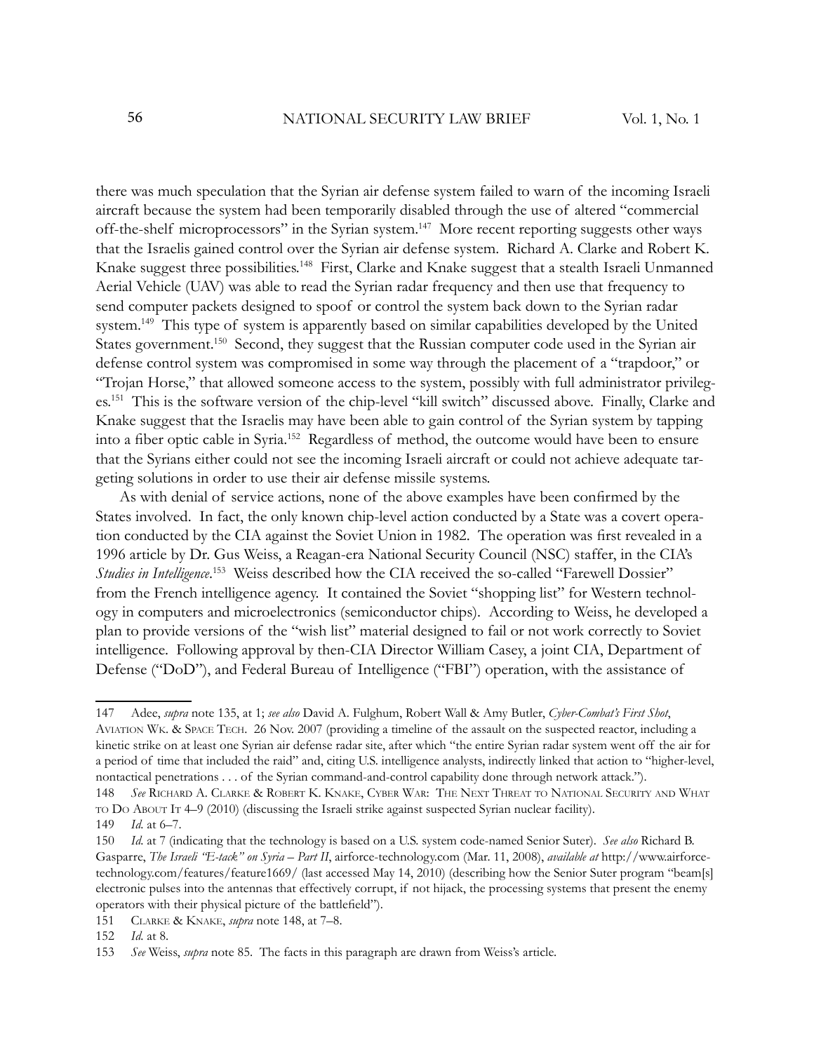there was much speculation that the Syrian air defense system failed to warn of the incoming Israeli aircraft because the system had been temporarily disabled through the use of altered "commercial off-the-shelf microprocessors" in the Syrian system.[147] More recent reporting suggests other ways that the Israelis gained control over the Syrian air defense system. Richard A. Clarke and Robert K. Knake suggest three possibilities.[148] First, Clarke and Knake suggest that a stealth Israeli Unmanned Aerial Vehicle (UAV) was able to read the Syrian radar frequency and then use that frequency to send computer packets designed to spoof or control the system back down to the Syrian radar system.[149] This type of system is apparently based on similar capabilities developed by the United States government.[150] Second, they suggest that the Russian computer code used in the Syrian air defense control system was compromised in some way through the placement of a "trapdoor," or "Trojan Horse," that allowed someone access to the system, possibly with full administrator privileges.[151] This is the software version of the chip-level "kill switch" discussed above. Finally, Clarke and Knake suggest that the Israelis may have been able to gain control of the Syrian system by tapping into a fiber optic cable in Syria.[152] Regardless of method, the outcome would have been to ensure that the Syrians either could not see the incoming Israeli aircraft or could not achieve adequate targeting solutions in order to use their air defense missile systems.

As with denial of service actions, none of the above examples have been confirmed by the States involved. In fact, the only known chip-level action conducted by a State was a covert operation conducted by the CIA against the Soviet Union in 1982. The operation was first revealed in a 1996 article by Dr. Gus Weiss, a Reagan-era National Security Council (NSC) staffer, in the CIA's *Studies in Intelligence*.[153] Weiss described how the CIA received the so-called "Farewell Dossier" from the French intelligence agency. It contained the Soviet "shopping list" for Western technology in computers and microelectronics (semiconductor chips). According to Weiss, he developed a plan to provide versions of the "wish list" material designed to fail or not work correctly to Soviet intelligence. Following approval by then-CIA Director William Casey, a joint CIA, Department of Defense ("DoD"), and Federal Bureau of Intelligence ("FBI") operation, with the assistance of

---

147 Adee, *supra* note 135, at 1; *see also* David A. Fulghum, Robert Wall & Amy Butler, *Cyber-Combat's First Shot*, Aviation Wk. & Space Tech. 26 Nov. 2007 (providing a timeline of the assault on the suspected reactor, including a kinetic strike on at least one Syrian air defense radar site, after which "the entire Syrian radar system went off the air for a period of time that included the raid" and, citing U.S. intelligence analysts, indirectly linked that action to "higher-level, nontactical penetrations . . . of the Syrian command-and-control capability done through network attack.").

148 *See* Richard A. Clarke & Robert K. Knake, Cyber War: The Next Threat to National Security and What to Do About It 4–9 (2010) (discussing the Israeli strike against suspected Syrian nuclear facility).

149 *Id.* at 6–7.

150 *Id.* at 7 (indicating that the technology is based on a U.S. system code-named Senior Suter). *See also* Richard B. Gasparre, *The Israeli "E-tack" on Syria – Part II*, airforce-technology.com (Mar. 11, 2008), *available at* http://www.airforce-technology.com/features/feature1669/ (last accessed May 14, 2010) (describing how the Senior Suter program "beam[s] electronic pulses into the antennas that effectively corrupt, if not hijack, the processing systems that present the enemy operators with their physical picture of the battlefield").

151 Clarke & Knake, *supra* note 148, at 7–8.

152 *Id.* at 8.

153 *See* Weiss, *supra* note 85. The facts in this paragraph are drawn from Weiss's article.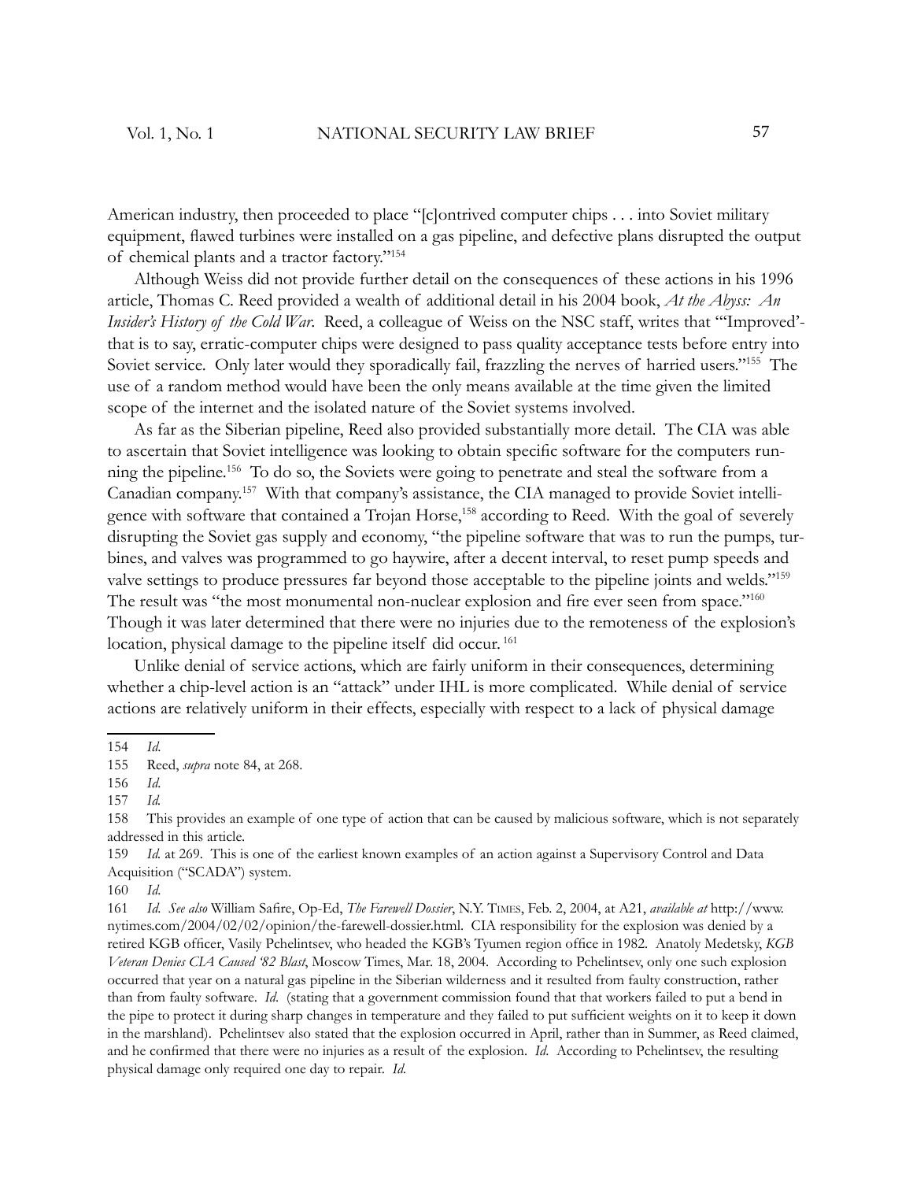American industry, then proceeded to place "[c]ontrived computer chips . . . into Soviet military equipment, flawed turbines were installed on a gas pipeline, and defective plans disrupted the output of chemical plants and a tractor factory."[154]

Although Weiss did not provide further detail on the consequences of these actions in his 1996 article, Thomas C. Reed provided a wealth of additional detail in his 2004 book, *At the Abyss: An Insider's History of the Cold War*. Reed, a colleague of Weiss on the NSC staff, writes that "'Improved'-that is to say, erratic-computer chips were designed to pass quality acceptance tests before entry into Soviet service. Only later would they sporadically fail, frazzling the nerves of harried users."[155] The use of a random method would have been the only means available at the time given the limited scope of the internet and the isolated nature of the Soviet systems involved.

As far as the Siberian pipeline, Reed also provided substantially more detail. The CIA was able to ascertain that Soviet intelligence was looking to obtain specific software for the computers running the pipeline.[156] To do so, the Soviets were going to penetrate and steal the software from a Canadian company.[157] With that company's assistance, the CIA managed to provide Soviet intelligence with software that contained a Trojan Horse,[158] according to Reed. With the goal of severely disrupting the Soviet gas supply and economy, "the pipeline software that was to run the pumps, turbines, and valves was programmed to go haywire, after a decent interval, to reset pump speeds and valve settings to produce pressures far beyond those acceptable to the pipeline joints and welds."[159] The result was "the most monumental non-nuclear explosion and fire ever seen from space."[160] Though it was later determined that there were no injuries due to the remoteness of the explosion's location, physical damage to the pipeline itself did occur.[161]

Unlike denial of service actions, which are fairly uniform in their consequences, determining whether a chip-level action is an "attack" under IHL is more complicated. While denial of service actions are relatively uniform in their effects, especially with respect to a lack of physical damage

---

154 *Id.*

155 Reed, *supra* note 84, at 268.

156 *Id.*

157 *Id.*

158 This provides an example of one type of action that can be caused by malicious software, which is not separately addressed in this article.

159 *Id.* at 269. This is one of the earliest known examples of an action against a Supervisory Control and Data Acquisition ("SCADA") system.

160 *Id.*

161 *Id. See also* William Safire, Op-Ed, *The Farewell Dossier*, N.Y. TIMES, Feb. 2, 2004, at A21, *available at* http://www.nytimes.com/2004/02/02/opinion/the-farewell-dossier.html. CIA responsibility for the explosion was denied by a retired KGB officer, Vasily Pchelintsev, who headed the KGB's Tyumen region office in 1982. Anatoly Medetsky, *KGB Veteran Denies CIA Caused '82 Blast*, Moscow Times, Mar. 18, 2004. According to Pchelintsev, only one such explosion occurred that year on a natural gas pipeline in the Siberian wilderness and it resulted from faulty construction, rather than from faulty software. *Id.* (stating that a government commission found that that workers failed to put a bend in the pipe to protect it during sharp changes in temperature and they failed to put sufficient weights on it to keep it down in the marshland). Pchelintsev also stated that the explosion occurred in April, rather than in Summer, as Reed claimed, and he confirmed that there were no injuries as a result of the explosion. *Id.* According to Pchelintsev, the resulting physical damage only required one day to repair. *Id.*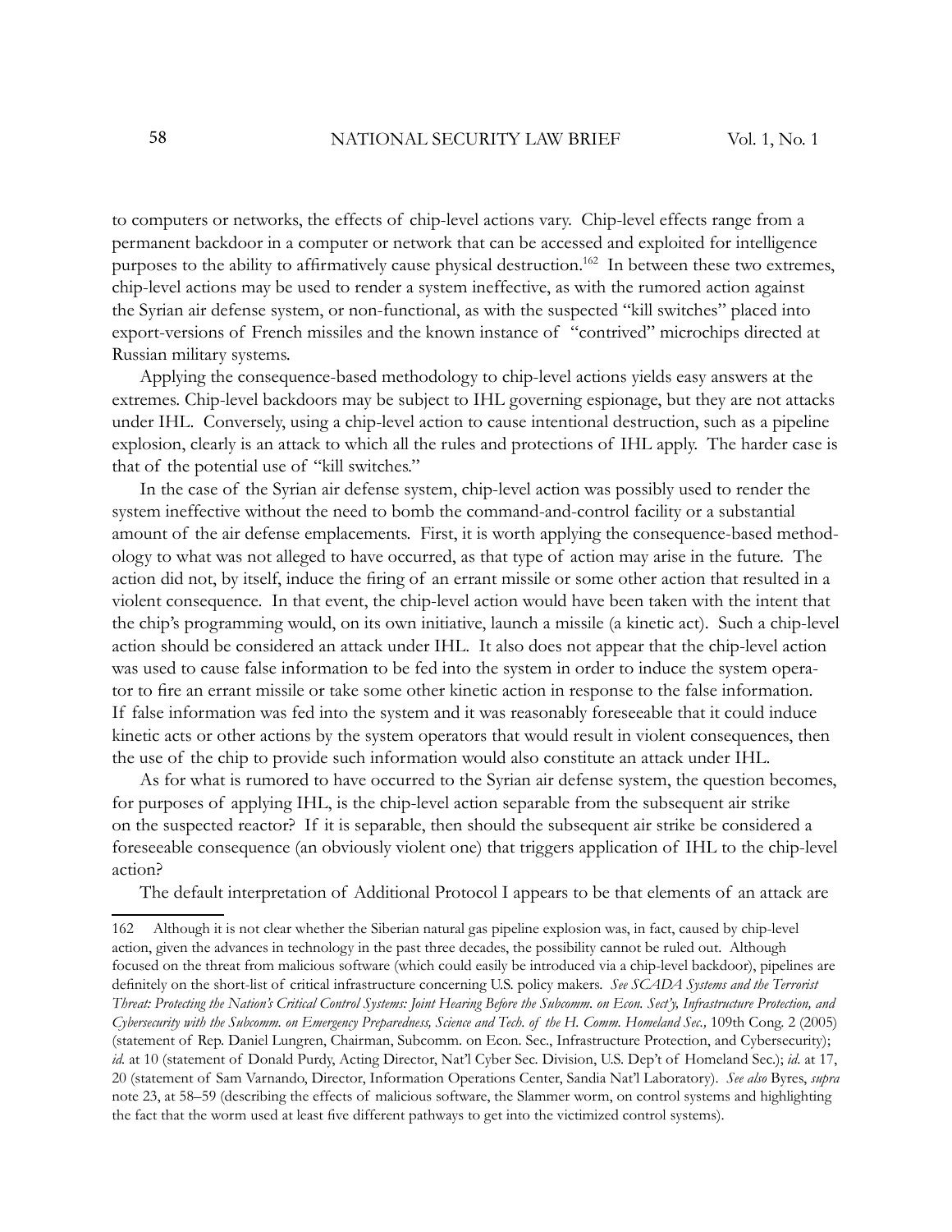to computers or networks, the effects of chip-level actions vary. Chip-level effects range from a permanent backdoor in a computer or network that can be accessed and exploited for intelligence purposes to the ability to affirmatively cause physical destruction.[162] In between these two extremes, chip-level actions may be used to render a system ineffective, as with the rumored action against the Syrian air defense system, or non-functional, as with the suspected "kill switches" placed into export-versions of French missiles and the known instance of "contrived" microchips directed at Russian military systems.

Applying the consequence-based methodology to chip-level actions yields easy answers at the extremes. Chip-level backdoors may be subject to IHL governing espionage, but they are not attacks under IHL. Conversely, using a chip-level action to cause intentional destruction, such as a pipeline explosion, clearly is an attack to which all the rules and protections of IHL apply. The harder case is that of the potential use of "kill switches."

In the case of the Syrian air defense system, chip-level action was possibly used to render the system ineffective without the need to bomb the command-and-control facility or a substantial amount of the air defense emplacements. First, it is worth applying the consequence-based methodology to what was not alleged to have occurred, as that type of action may arise in the future. The action did not, by itself, induce the firing of an errant missile or some other action that resulted in a violent consequence. In that event, the chip-level action would have been taken with the intent that the chip's programming would, on its own initiative, launch a missile (a kinetic act). Such a chip-level action should be considered an attack under IHL. It also does not appear that the chip-level action was used to cause false information to be fed into the system in order to induce the system operator to fire an errant missile or take some other kinetic action in response to the false information. If false information was fed into the system and it was reasonably foreseeable that it could induce kinetic acts or other actions by the system operators that would result in violent consequences, then the use of the chip to provide such information would also constitute an attack under IHL.

As for what is rumored to have occurred to the Syrian air defense system, the question becomes, for purposes of applying IHL, is the chip-level action separable from the subsequent air strike on the suspected reactor? If it is separable, then should the subsequent air strike be considered a foreseeable consequence (an obviously violent one) that triggers application of IHL to the chip-level action?

The default interpretation of Additional Protocol I appears to be that elements of an attack are

---

162 Although it is not clear whether the Siberian natural gas pipeline explosion was, in fact, caused by chip-level action, given the advances in technology in the past three decades, the possibility cannot be ruled out. Although focused on the threat from malicious software (which could easily be introduced via a chip-level backdoor), pipelines are definitely on the short-list of critical infrastructure concerning U.S. policy makers. *See SCADA Systems and the Terrorist Threat: Protecting the Nation's Critical Control Systems: Joint Hearing Before the Subcomm. on Econ. Sect'y, Infrastructure Protection, and Cybersecurity with the Subcomm. on Emergency Preparedness, Science and Tech. of the H. Comm. Homeland Sec.,* 109th Cong. 2 (2005) (statement of Rep. Daniel Lungren, Chairman, Subcomm. on Econ. Sec., Infrastructure Protection, and Cybersecurity); *id.* at 10 (statement of Donald Purdy, Acting Director, Nat'l Cyber Sec. Division, U.S. Dep't of Homeland Sec.); *id.* at 17, 20 (statement of Sam Varnando, Director, Information Operations Center, Sandia Nat'l Laboratory). *See also* Byres, *supra* note 23, at 58–59 (describing the effects of malicious software, the Slammer worm, on control systems and highlighting the fact that the worm used at least five different pathways to get into the victimized control systems).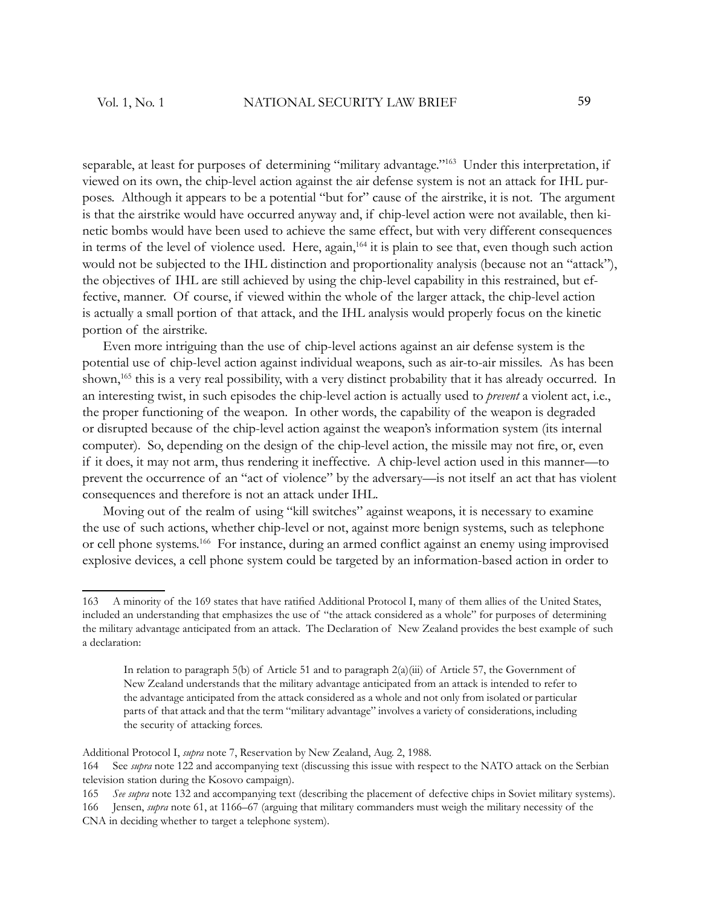separable, at least for purposes of determining "military advantage."[163] Under this interpretation, if viewed on its own, the chip-level action against the air defense system is not an attack for IHL purposes. Although it appears to be a potential "but for" cause of the airstrike, it is not. The argument is that the airstrike would have occurred anyway and, if chip-level action were not available, then kinetic bombs would have been used to achieve the same effect, but with very different consequences in terms of the level of violence used. Here, again,[164] it is plain to see that, even though such action would not be subjected to the IHL distinction and proportionality analysis (because not an "attack"), the objectives of IHL are still achieved by using the chip-level capability in this restrained, but effective, manner. Of course, if viewed within the whole of the larger attack, the chip-level action is actually a small portion of that attack, and the IHL analysis would properly focus on the kinetic portion of the airstrike.

Even more intriguing than the use of chip-level actions against an air defense system is the potential use of chip-level action against individual weapons, such as air-to-air missiles. As has been shown,[165] this is a very real possibility, with a very distinct probability that it has already occurred. In an interesting twist, in such episodes the chip-level action is actually used to *prevent* a violent act, i.e., the proper functioning of the weapon. In other words, the capability of the weapon is degraded or disrupted because of the chip-level action against the weapon's information system (its internal computer). So, depending on the design of the chip-level action, the missile may not fire, or, even if it does, it may not arm, thus rendering it ineffective. A chip-level action used in this manner—to prevent the occurrence of an "act of violence" by the adversary—is not itself an act that has violent consequences and therefore is not an attack under IHL.

Moving out of the realm of using "kill switches" against weapons, it is necessary to examine the use of such actions, whether chip-level or not, against more benign systems, such as telephone or cell phone systems.[166] For instance, during an armed conflict against an enemy using improvised explosive devices, a cell phone system could be targeted by an information-based action in order to

---

163 A minority of the 169 states that have ratified Additional Protocol I, many of them allies of the United States, included an understanding that emphasizes the use of "the attack considered as a whole" for purposes of determining the military advantage anticipated from an attack. The Declaration of New Zealand provides the best example of such a declaration:

> In relation to paragraph 5(b) of Article 51 and to paragraph 2(a)(iii) of Article 57, the Government of New Zealand understands that the military advantage anticipated from an attack is intended to refer to the advantage anticipated from the attack considered as a whole and not only from isolated or particular parts of that attack and that the term "military advantage" involves a variety of considerations, including the security of attacking forces.

Additional Protocol I, *supra* note 7, Reservation by New Zealand, Aug. 2, 1988.

164 See *supra* note 122 and accompanying text (discussing this issue with respect to the NATO attack on the Serbian television station during the Kosovo campaign).

165 *See supra* note 132 and accompanying text (describing the placement of defective chips in Soviet military systems).

166 Jensen, *supra* note 61, at 1166–67 (arguing that military commanders must weigh the military necessity of the CNA in deciding whether to target a telephone system).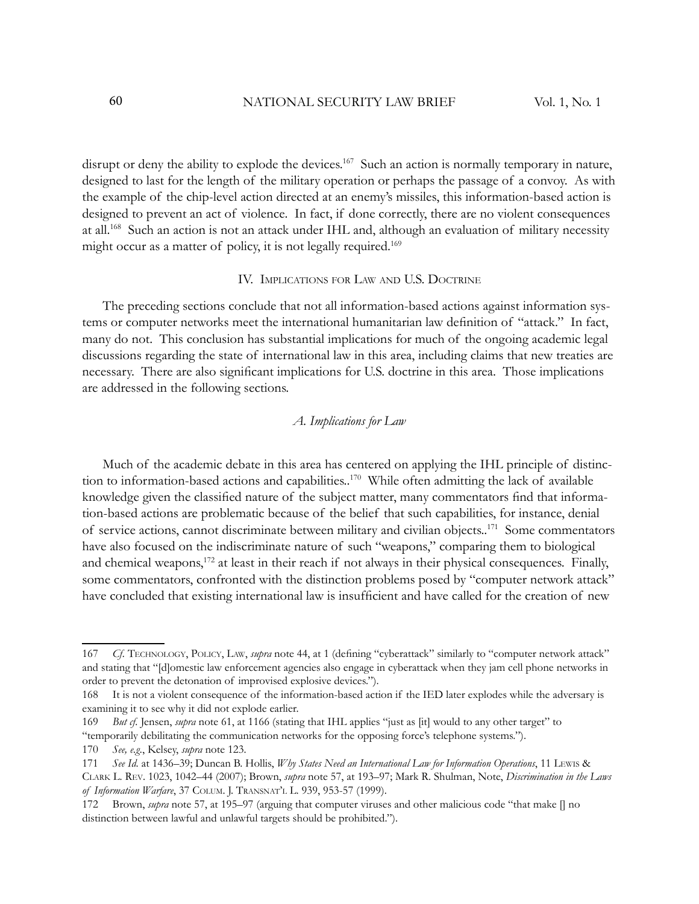disrupt or deny the ability to explode the devices.[167] Such an action is normally temporary in nature, designed to last for the length of the military operation or perhaps the passage of a convoy. As with the example of the chip-level action directed at an enemy's missiles, this information-based action is designed to prevent an act of violence. In fact, if done correctly, there are no violent consequences at all.[168] Such an action is not an attack under IHL and, although an evaluation of military necessity might occur as a matter of policy, it is not legally required.[169]

## IV. Implications for Law and U.S. Doctrine

The preceding sections conclude that not all information-based actions against information systems or computer networks meet the international humanitarian law definition of "attack." In fact, many do not. This conclusion has substantial implications for much of the ongoing academic legal discussions regarding the state of international law in this area, including claims that new treaties are necessary. There are also significant implications for U.S. doctrine in this area. Those implications are addressed in the following sections.

### *A. Implications for Law*

Much of the academic debate in this area has centered on applying the IHL principle of distinction to information-based actions and capabilities..[170] While often admitting the lack of available knowledge given the classified nature of the subject matter, many commentators find that information-based actions are problematic because of the belief that such capabilities, for instance, denial of service actions, cannot discriminate between military and civilian objects..[171] Some commentators have also focused on the indiscriminate nature of such "weapons," comparing them to biological and chemical weapons,[172] at least in their reach if not always in their physical consequences. Finally, some commentators, confronted with the distinction problems posed by "computer network attack" have concluded that existing international law is insufficient and have called for the creation of new

---

167 *Cf.* Technology, Policy, Law, *supra* note 44, at 1 (defining "cyberattack" similarly to "computer network attack" and stating that "[d]omestic law enforcement agencies also engage in cyberattack when they jam cell phone networks in order to prevent the detonation of improvised explosive devices.").

168 It is not a violent consequence of the information-based action if the IED later explodes while the adversary is examining it to see why it did not explode earlier.

169 *But cf.* Jensen, *supra* note 61, at 1166 (stating that IHL applies "just as [it] would to any other target" to "temporarily debilitating the communication networks for the opposing force's telephone systems.").

170 *See, e.g.*, Kelsey, *supra* note 123.

171 *See Id.* at 1436–39; Duncan B. Hollis, *Why States Need an International Law for Information Operations*, 11 Lewis & Clark L. Rev. 1023, 1042–44 (2007); Brown, *supra* note 57, at 193–97; Mark R. Shulman, Note, *Discrimination in the Laws of Information Warfare*, 37 Colum. J. Transnat'l L. 939, 953-57 (1999).

172 Brown, *supra* note 57, at 195–97 (arguing that computer viruses and other malicious code "that make [] no distinction between lawful and unlawful targets should be prohibited.").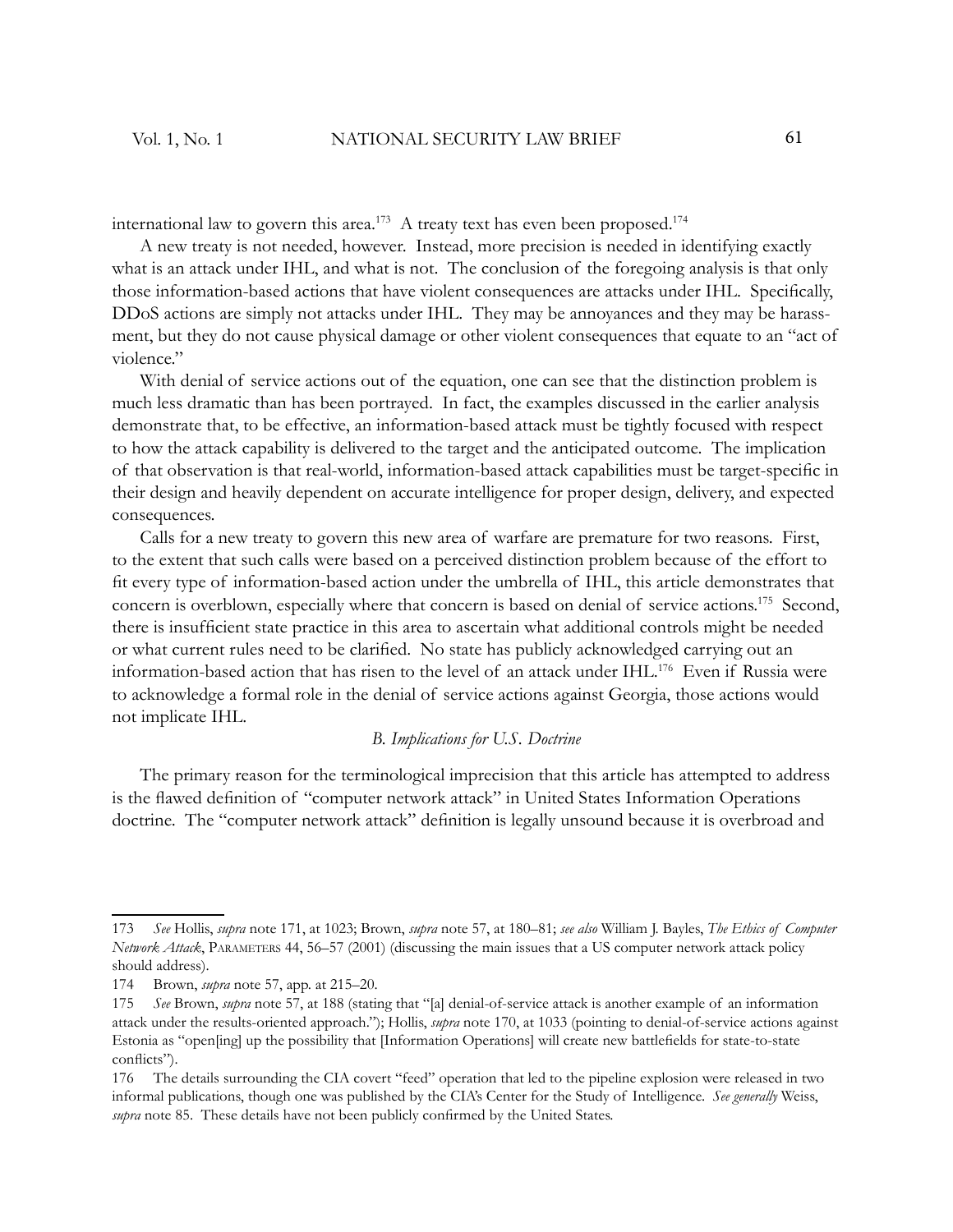international law to govern this area.[173] A treaty text has even been proposed.[174]

A new treaty is not needed, however. Instead, more precision is needed in identifying exactly what is an attack under IHL, and what is not. The conclusion of the foregoing analysis is that only those information-based actions that have violent consequences are attacks under IHL. Specifically, DDoS actions are simply not attacks under IHL. They may be annoyances and they may be harassment, but they do not cause physical damage or other violent consequences that equate to an "act of violence."

With denial of service actions out of the equation, one can see that the distinction problem is much less dramatic than has been portrayed. In fact, the examples discussed in the earlier analysis demonstrate that, to be effective, an information-based attack must be tightly focused with respect to how the attack capability is delivered to the target and the anticipated outcome. The implication of that observation is that real-world, information-based attack capabilities must be target-specific in their design and heavily dependent on accurate intelligence for proper design, delivery, and expected consequences.

Calls for a new treaty to govern this new area of warfare are premature for two reasons. First, to the extent that such calls were based on a perceived distinction problem because of the effort to fit every type of information-based action under the umbrella of IHL, this article demonstrates that concern is overblown, especially where that concern is based on denial of service actions.[175] Second, there is insufficient state practice in this area to ascertain what additional controls might be needed or what current rules need to be clarified. No state has publicly acknowledged carrying out an information-based action that has risen to the level of an attack under IHL.[176] Even if Russia were to acknowledge a formal role in the denial of service actions against Georgia, those actions would not implicate IHL.

### *B. Implications for U.S. Doctrine*

The primary reason for the terminological imprecision that this article has attempted to address is the flawed definition of "computer network attack" in United States Information Operations doctrine. The "computer network attack" definition is legally unsound because it is overbroad and

---

173 *See* Hollis, *supra* note 171, at 1023; Brown, *supra* note 57, at 180–81; *see also* William J. Bayles, *The Ethics of Computer Network Attack*, PARAMETERS 44, 56–57 (2001) (discussing the main issues that a US computer network attack policy should address).

174 Brown, *supra* note 57, app. at 215–20.

175 *See* Brown, *supra* note 57, at 188 (stating that "[a] denial-of-service attack is another example of an information attack under the results-oriented approach."); Hollis, *supra* note 170, at 1033 (pointing to denial-of-service actions against Estonia as "open[ing] up the possibility that [Information Operations] will create new battlefields for state-to-state conflicts").

176 The details surrounding the CIA covert "feed" operation that led to the pipeline explosion were released in two informal publications, though one was published by the CIA's Center for the Study of Intelligence. *See generally* Weiss, *supra* note 85. These details have not been publicly confirmed by the United States.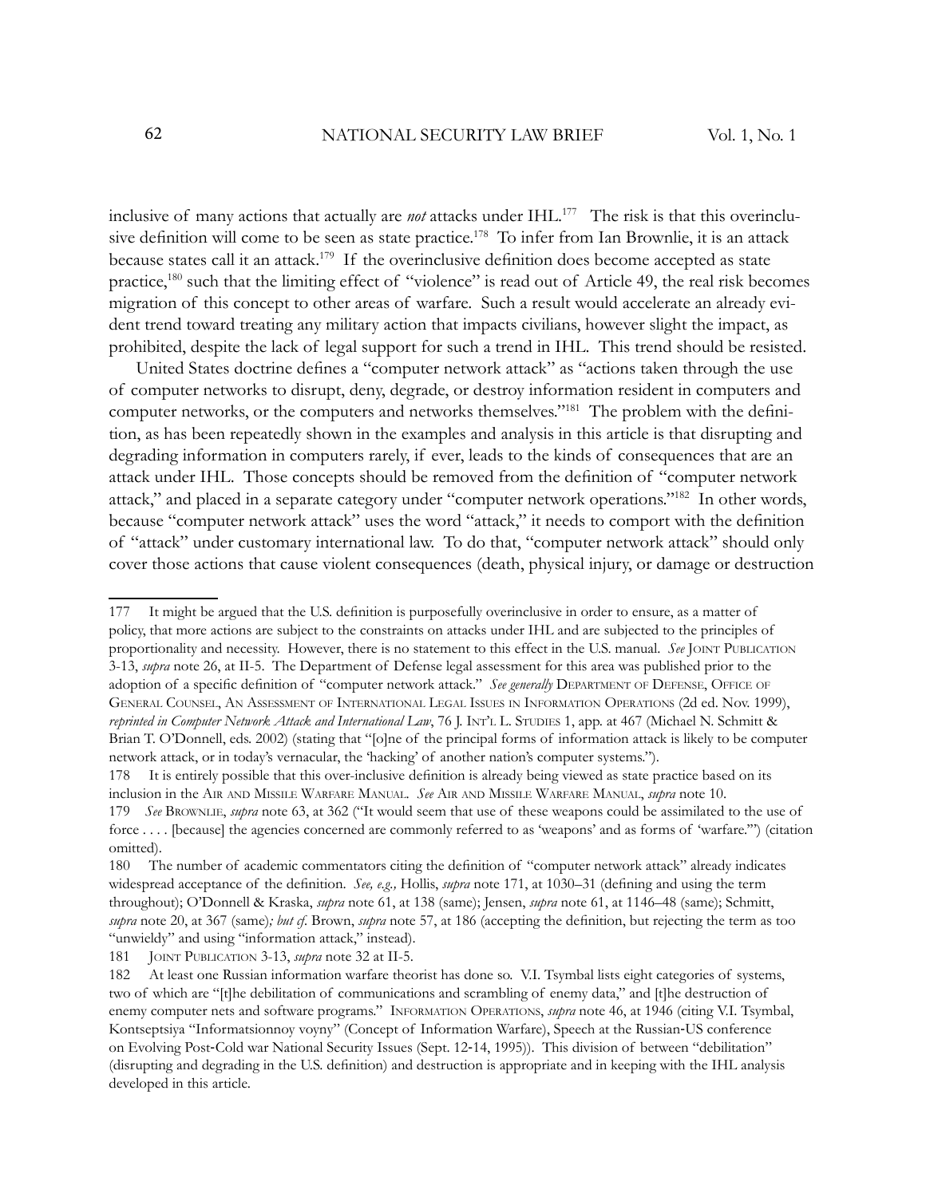inclusive of many actions that actually are *not* attacks under IHL.[177] The risk is that this overinclusive definition will come to be seen as state practice.[178] To infer from Ian Brownlie, it is an attack because states call it an attack.[179] If the overinclusive definition does become accepted as state practice,[180] such that the limiting effect of "violence" is read out of Article 49, the real risk becomes migration of this concept to other areas of warfare. Such a result would accelerate an already evident trend toward treating any military action that impacts civilians, however slight the impact, as prohibited, despite the lack of legal support for such a trend in IHL. This trend should be resisted.

United States doctrine defines a "computer network attack" as "actions taken through the use of computer networks to disrupt, deny, degrade, or destroy information resident in computers and computer networks, or the computers and networks themselves."[181] The problem with the definition, as has been repeatedly shown in the examples and analysis in this article is that disrupting and degrading information in computers rarely, if ever, leads to the kinds of consequences that are an attack under IHL. Those concepts should be removed from the definition of "computer network attack," and placed in a separate category under "computer network operations."[182] In other words, because "computer network attack" uses the word "attack," it needs to comport with the definition of "attack" under customary international law. To do that, "computer network attack" should only cover those actions that cause violent consequences (death, physical injury, or damage or destruction

---

177 It might be argued that the U.S. definition is purposefully overinclusive in order to ensure, as a matter of policy, that more actions are subject to the constraints on attacks under IHL and are subjected to the principles of proportionality and necessity. However, there is no statement to this effect in the U.S. manual. *See* JOINT PUBLICATION 3-13, *supra* note 26, at II-5. The Department of Defense legal assessment for this area was published prior to the adoption of a specific definition of "computer network attack." *See generally* DEPARTMENT OF DEFENSE, OFFICE OF GENERAL COUNSEL, AN ASSESSMENT OF INTERNATIONAL LEGAL ISSUES IN INFORMATION OPERATIONS (2d ed. Nov. 1999), *reprinted in Computer Network Attack and International Law*, 76 J. INT'L L. STUDIES 1, app. at 467 (Michael N. Schmitt & Brian T. O'Donnell, eds. 2002) (stating that "[o]ne of the principal forms of information attack is likely to be computer network attack, or in today's vernacular, the 'hacking' of another nation's computer systems.").

178 It is entirely possible that this over-inclusive definition is already being viewed as state practice based on its inclusion in the AIR AND MISSILE WARFARE MANUAL. *See* AIR AND MISSILE WARFARE MANUAL, *supra* note 10.

179 *See* BROWNLIE, *supra* note 63, at 362 ("It would seem that use of these weapons could be assimilated to the use of force . . . . [because] the agencies concerned are commonly referred to as 'weapons' and as forms of 'warfare.'") (citation omitted).

180 The number of academic commentators citing the definition of "computer network attack" already indicates widespread acceptance of the definition. *See, e.g.,* Hollis, *supra* note 171, at 1030–31 (defining and using the term throughout); O'Donnell & Kraska, *supra* note 61, at 138 (same); Jensen, *supra* note 61, at 1146–48 (same); Schmitt, *supra* note 20, at 367 (same)*; but cf.* Brown, *supra* note 57, at 186 (accepting the definition, but rejecting the term as too "unwieldy" and using "information attack," instead).

181 JOINT PUBLICATION 3-13, *supra* note 32 at II-5.

182 At least one Russian information warfare theorist has done so. V.I. Tsymbal lists eight categories of systems, two of which are "[t]he debilitation of communications and scrambling of enemy data," and [t]he destruction of enemy computer nets and software programs." INFORMATION OPERATIONS, *supra* note 46, at 1946 (citing V.I. Tsymbal, Kontseptsiya "Informatsionnoy voyny" (Concept of Information Warfare), Speech at the Russian-US conference on Evolving Post-Cold war National Security Issues (Sept. 12-14, 1995)). This division of between "debilitation" (disrupting and degrading in the U.S. definition) and destruction is appropriate and in keeping with the IHL analysis developed in this article.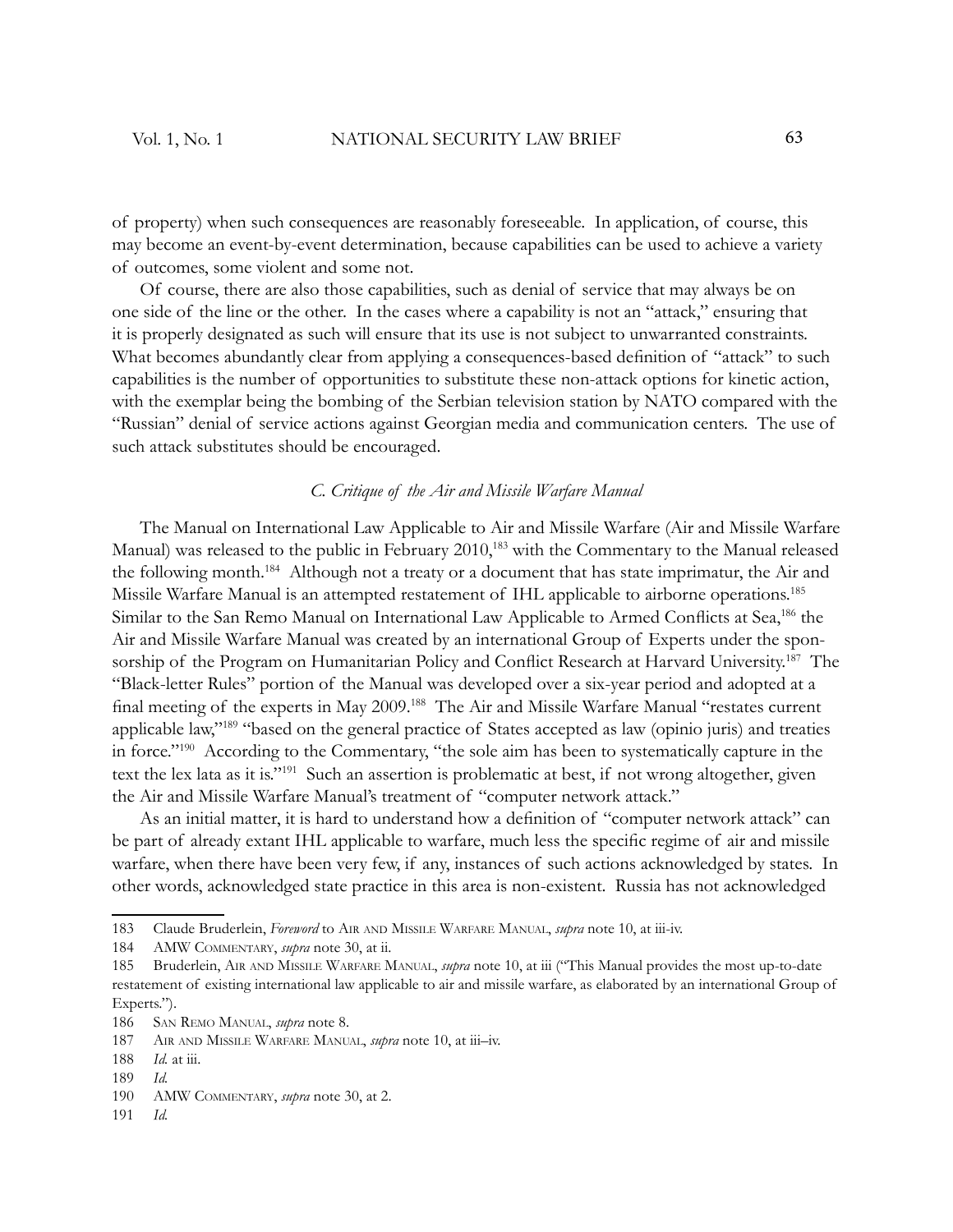of property) when such consequences are reasonably foreseeable. In application, of course, this may become an event-by-event determination, because capabilities can be used to achieve a variety of outcomes, some violent and some not.

Of course, there are also those capabilities, such as denial of service that may always be on one side of the line or the other. In the cases where a capability is not an "attack," ensuring that it is properly designated as such will ensure that its use is not subject to unwarranted constraints. What becomes abundantly clear from applying a consequences-based definition of "attack" to such capabilities is the number of opportunities to substitute these non-attack options for kinetic action, with the exemplar being the bombing of the Serbian television station by NATO compared with the "Russian" denial of service actions against Georgian media and communication centers. The use of such attack substitutes should be encouraged.

### *C. Critique of the Air and Missile Warfare Manual*

The Manual on International Law Applicable to Air and Missile Warfare (Air and Missile Warfare Manual) was released to the public in February 2010,[183] with the Commentary to the Manual released the following month.[184] Although not a treaty or a document that has state imprimatur, the Air and Missile Warfare Manual is an attempted restatement of IHL applicable to airborne operations.[185] Similar to the San Remo Manual on International Law Applicable to Armed Conflicts at Sea,[186] the Air and Missile Warfare Manual was created by an international Group of Experts under the sponsorship of the Program on Humanitarian Policy and Conflict Research at Harvard University.[187] The "Black-letter Rules" portion of the Manual was developed over a six-year period and adopted at a final meeting of the experts in May 2009.[188] The Air and Missile Warfare Manual "restates current applicable law,"[189] "based on the general practice of States accepted as law (opinio juris) and treaties in force."[190] According to the Commentary, "the sole aim has been to systematically capture in the text the lex lata as it is."[191] Such an assertion is problematic at best, if not wrong altogether, given the Air and Missile Warfare Manual's treatment of "computer network attack."

As an initial matter, it is hard to understand how a definition of "computer network attack" can be part of already extant IHL applicable to warfare, much less the specific regime of air and missile warfare, when there have been very few, if any, instances of such actions acknowledged by states. In other words, acknowledged state practice in this area is non-existent. Russia has not acknowledged

---

183 Claude Bruderlein, *Foreword* to Air and Missile Warfare Manual, *supra* note 10, at iii-iv.

184 AMW Commentary, *supra* note 30, at ii.

185 Bruderlein, Air and Missile Warfare Manual, *supra* note 10, at iii ("This Manual provides the most up-to-date restatement of existing international law applicable to air and missile warfare, as elaborated by an international Group of Experts.").

186 San Remo Manual, *supra* note 8.

187 Air and Missile Warfare Manual, *supra* note 10, at iii–iv.

188 *Id.* at iii.

189 *Id.*

190 AMW Commentary, *supra* note 30, at 2.

191 *Id.*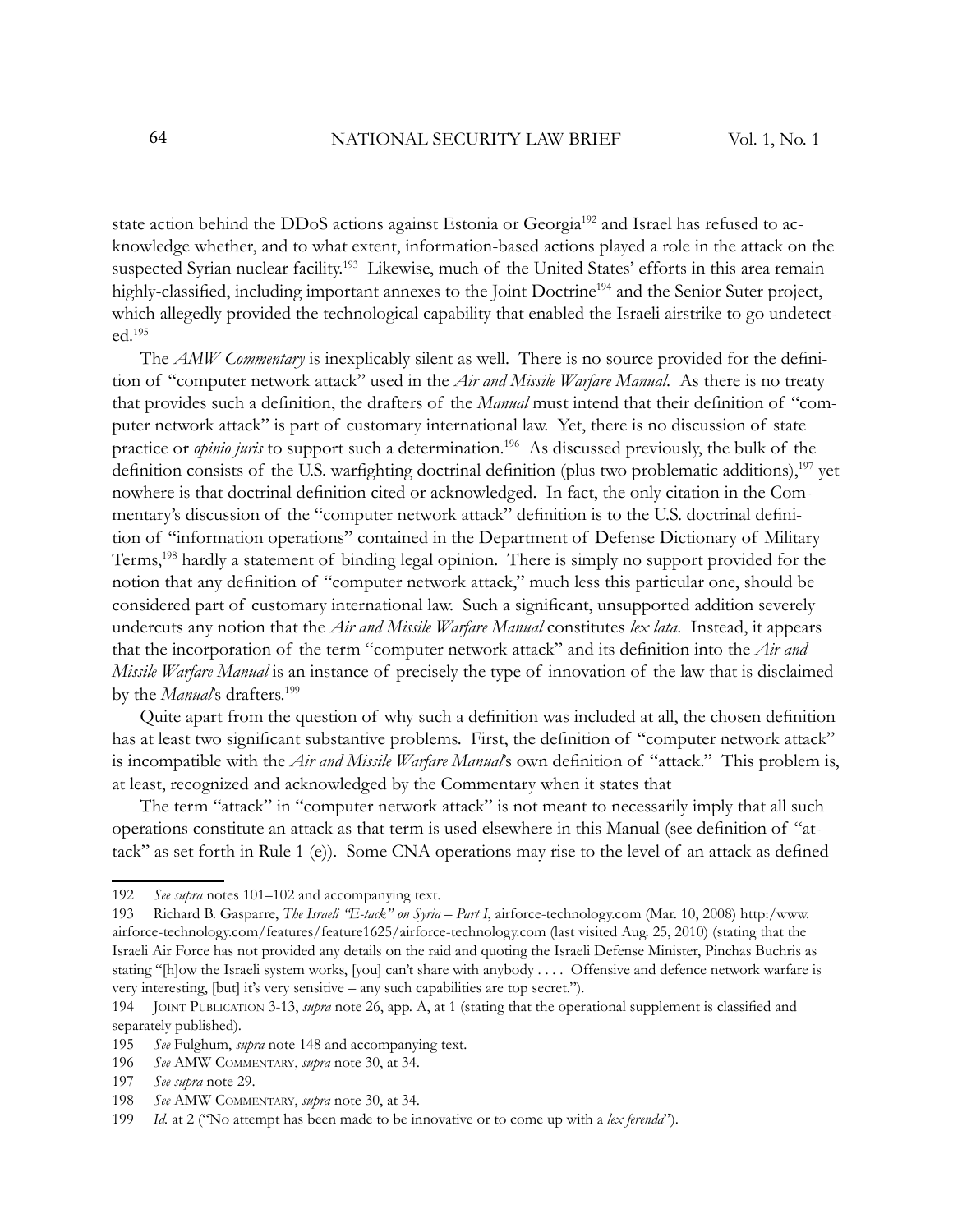state action behind the DDoS actions against Estonia or Georgia[192] and Israel has refused to acknowledge whether, and to what extent, information-based actions played a role in the attack on the suspected Syrian nuclear facility.[193] Likewise, much of the United States' efforts in this area remain highly-classified, including important annexes to the Joint Doctrine[194] and the Senior Suter project, which allegedly provided the technological capability that enabled the Israeli airstrike to go undetected.[195]

The *AMW Commentary* is inexplicably silent as well. There is no source provided for the definition of "computer network attack" used in the *Air and Missile Warfare Manual*. As there is no treaty that provides such a definition, the drafters of the *Manual* must intend that their definition of "computer network attack" is part of customary international law. Yet, there is no discussion of state practice or *opinio juris* to support such a determination.[196] As discussed previously, the bulk of the definition consists of the U.S. warfighting doctrinal definition (plus two problematic additions),[197] yet nowhere is that doctrinal definition cited or acknowledged. In fact, the only citation in the Commentary's discussion of the "computer network attack" definition is to the U.S. doctrinal definition of "information operations" contained in the Department of Defense Dictionary of Military Terms,[198] hardly a statement of binding legal opinion. There is simply no support provided for the notion that any definition of "computer network attack," much less this particular one, should be considered part of customary international law. Such a significant, unsupported addition severely undercuts any notion that the *Air and Missile Warfare Manual* constitutes *lex lata*. Instead, it appears that the incorporation of the term "computer network attack" and its definition into the *Air and Missile Warfare Manual* is an instance of precisely the type of innovation of the law that is disclaimed by the *Manual*'s drafters.[199]

Quite apart from the question of why such a definition was included at all, the chosen definition has at least two significant substantive problems. First, the definition of "computer network attack" is incompatible with the *Air and Missile Warfare Manual*'s own definition of "attack." This problem is, at least, recognized and acknowledged by the Commentary when it states that

The term "attack" in "computer network attack" is not meant to necessarily imply that all such operations constitute an attack as that term is used elsewhere in this Manual (see definition of "attack" as set forth in Rule 1 (e)). Some CNA operations may rise to the level of an attack as defined

---

192 *See supra* notes 101–102 and accompanying text.

193 Richard B. Gasparre, *The Israeli "E-tack" on Syria – Part I*, airforce-technology.com (Mar. 10, 2008) http:/www.airforce-technology.com/features/feature1625/airforce-technology.com (last visited Aug. 25, 2010) (stating that the Israeli Air Force has not provided any details on the raid and quoting the Israeli Defense Minister, Pinchas Buchris as stating "[h]ow the Israeli system works, [you] can't share with anybody . . . . Offensive and defence network warfare is very interesting, [but] it's very sensitive – any such capabilities are top secret.").

194 Joint Publication 3-13, *supra* note 26, app. A, at 1 (stating that the operational supplement is classified and separately published).

195 *See* Fulghum, *supra* note 148 and accompanying text.

196 *See* AMW Commentary, *supra* note 30, at 34.

197 *See supra* note 29.

198 *See* AMW Commentary, *supra* note 30, at 34.

199 *Id.* at 2 ("No attempt has been made to be innovative or to come up with a *lex ferenda*").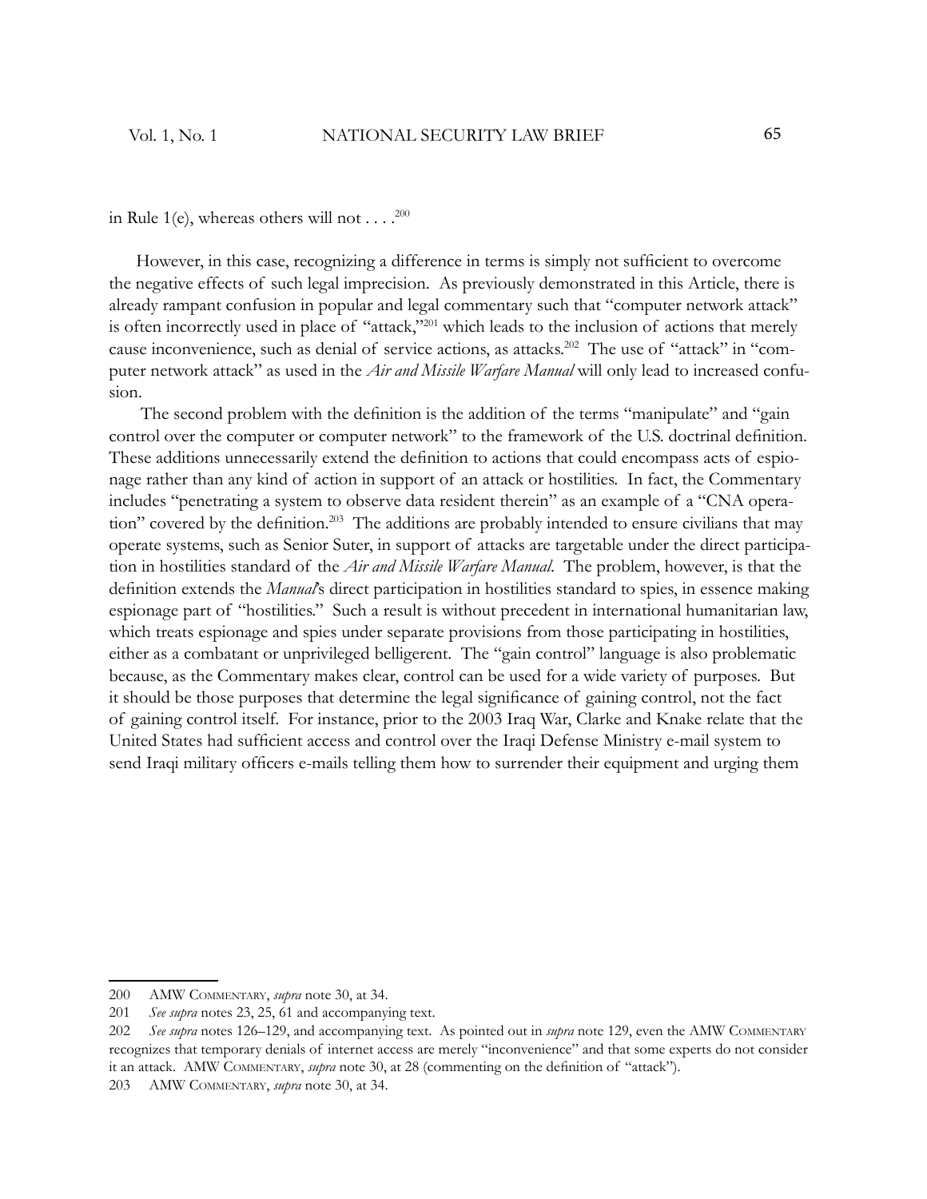in Rule 1(e), whereas others will not . . . .[200]

However, in this case, recognizing a difference in terms is simply not sufficient to overcome the negative effects of such legal imprecision. As previously demonstrated in this Article, there is already rampant confusion in popular and legal commentary such that "computer network attack" is often incorrectly used in place of "attack,"[201] which leads to the inclusion of actions that merely cause inconvenience, such as denial of service actions, as attacks.[202] The use of "attack" in "computer network attack" as used in the *Air and Missile Warfare Manual* will only lead to increased confusion.

The second problem with the definition is the addition of the terms "manipulate" and "gain control over the computer or computer network" to the framework of the U.S. doctrinal definition. These additions unnecessarily extend the definition to actions that could encompass acts of espionage rather than any kind of action in support of an attack or hostilities. In fact, the Commentary includes "penetrating a system to observe data resident therein" as an example of a "CNA operation" covered by the definition.[203] The additions are probably intended to ensure civilians that may operate systems, such as Senior Suter, in support of attacks are targetable under the direct participation in hostilities standard of the *Air and Missile Warfare Manual*. The problem, however, is that the definition extends the *Manual*'s direct participation in hostilities standard to spies, in essence making espionage part of "hostilities." Such a result is without precedent in international humanitarian law, which treats espionage and spies under separate provisions from those participating in hostilities, either as a combatant or unprivileged belligerent. The "gain control" language is also problematic because, as the Commentary makes clear, control can be used for a wide variety of purposes. But it should be those purposes that determine the legal significance of gaining control, not the fact of gaining control itself. For instance, prior to the 2003 Iraq War, Clarke and Knake relate that the United States had sufficient access and control over the Iraqi Defense Ministry e-mail system to send Iraqi military officers e-mails telling them how to surrender their equipment and urging them

---

200 AMW COMMENTARY, *supra* note 30, at 34.

201 *See supra* notes 23, 25, 61 and accompanying text.

202 *See supra* notes 126–129, and accompanying text. As pointed out in *supra* note 129, even the AMW COMMENTARY recognizes that temporary denials of internet access are merely "inconvenience" and that some experts do not consider it an attack. AMW COMMENTARY, *supra* note 30, at 28 (commenting on the definition of "attack").

203 AMW COMMENTARY, *supra* note 30, at 34.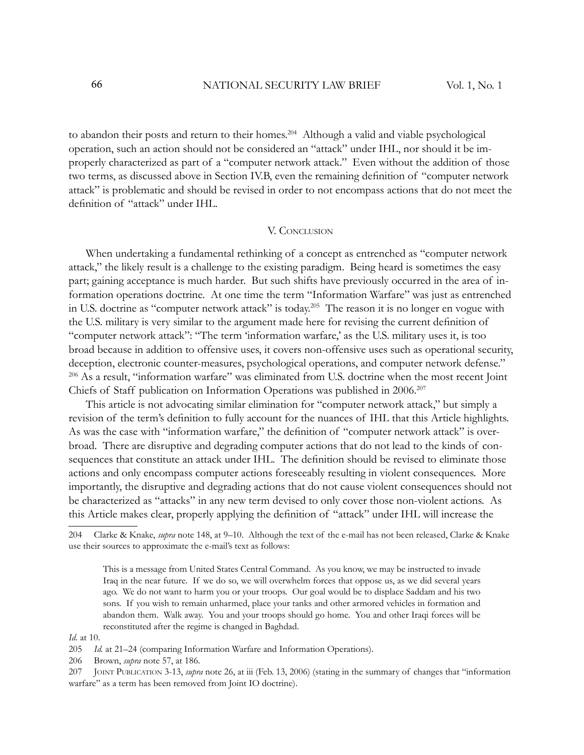to abandon their posts and return to their homes.[204] Although a valid and viable psychological operation, such an action should not be considered an "attack" under IHL, nor should it be improperly characterized as part of a "computer network attack." Even without the addition of those two terms, as discussed above in Section IV.B, even the remaining definition of "computer network attack" is problematic and should be revised in order to not encompass actions that do not meet the definition of "attack" under IHL.

## V. Conclusion

When undertaking a fundamental rethinking of a concept as entrenched as "computer network attack," the likely result is a challenge to the existing paradigm. Being heard is sometimes the easy part; gaining acceptance is much harder. But such shifts have previously occurred in the area of information operations doctrine. At one time the term "Information Warfare" was just as entrenched in U.S. doctrine as "computer network attack" is today.[205] The reason it is no longer en vogue with the U.S. military is very similar to the argument made here for revising the current definition of "computer network attack": "The term 'information warfare,' as the U.S. military uses it, is too broad because in addition to offensive uses, it covers non-offensive uses such as operational security, deception, electronic counter-measures, psychological operations, and computer network defense." [206] As a result, "information warfare" was eliminated from U.S. doctrine when the most recent Joint Chiefs of Staff publication on Information Operations was published in 2006.[207]

This article is not advocating similar elimination for "computer network attack," but simply a revision of the term's definition to fully account for the nuances of IHL that this Article highlights. As was the case with "information warfare," the definition of "computer network attack" is overbroad. There are disruptive and degrading computer actions that do not lead to the kinds of consequences that constitute an attack under IHL. The definition should be revised to eliminate those actions and only encompass computer actions foreseeably resulting in violent consequences. More importantly, the disruptive and degrading actions that do not cause violent consequences should not be characterized as "attacks" in any new term devised to only cover those non-violent actions. As this Article makes clear, properly applying the definition of "attack" under IHL will increase the

---

204 Clarke & Knake, *supra* note 148, at 9–10. Although the text of the e-mail has not been released, Clarke & Knake use their sources to approximate the e-mail's text as follows:

> This is a message from United States Central Command. As you know, we may be instructed to invade Iraq in the near future. If we do so, we will overwhelm forces that oppose us, as we did several years ago. We do not want to harm you or your troops. Our goal would be to displace Saddam and his two sons. If you wish to remain unharmed, place your tanks and other armored vehicles in formation and abandon them. Walk away. You and your troops should go home. You and other Iraqi forces will be reconstituted after the regime is changed in Baghdad.

*Id.* at 10.

205 *Id.* at 21–24 (comparing Information Warfare and Information Operations).

206 Brown, *supra* note 57, at 186.

207 Joint Publication 3-13, *supra* note 26, at iii (Feb. 13, 2006) (stating in the summary of changes that "information warfare" as a term has been removed from Joint IO doctrine).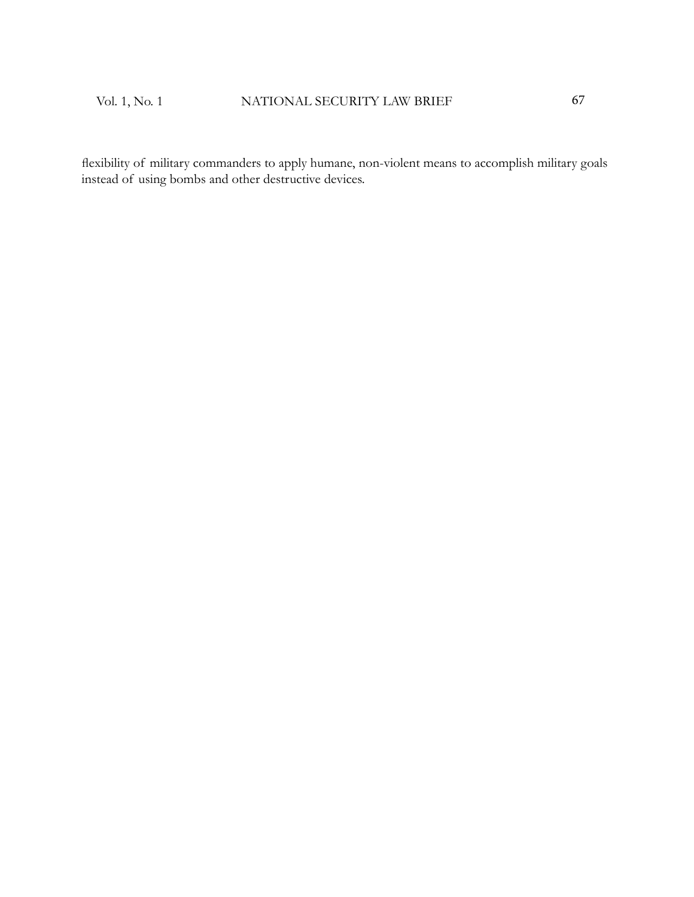flexibility of military commanders to apply humane, non-violent means to accomplish military goals instead of using bombs and other destructive devices.